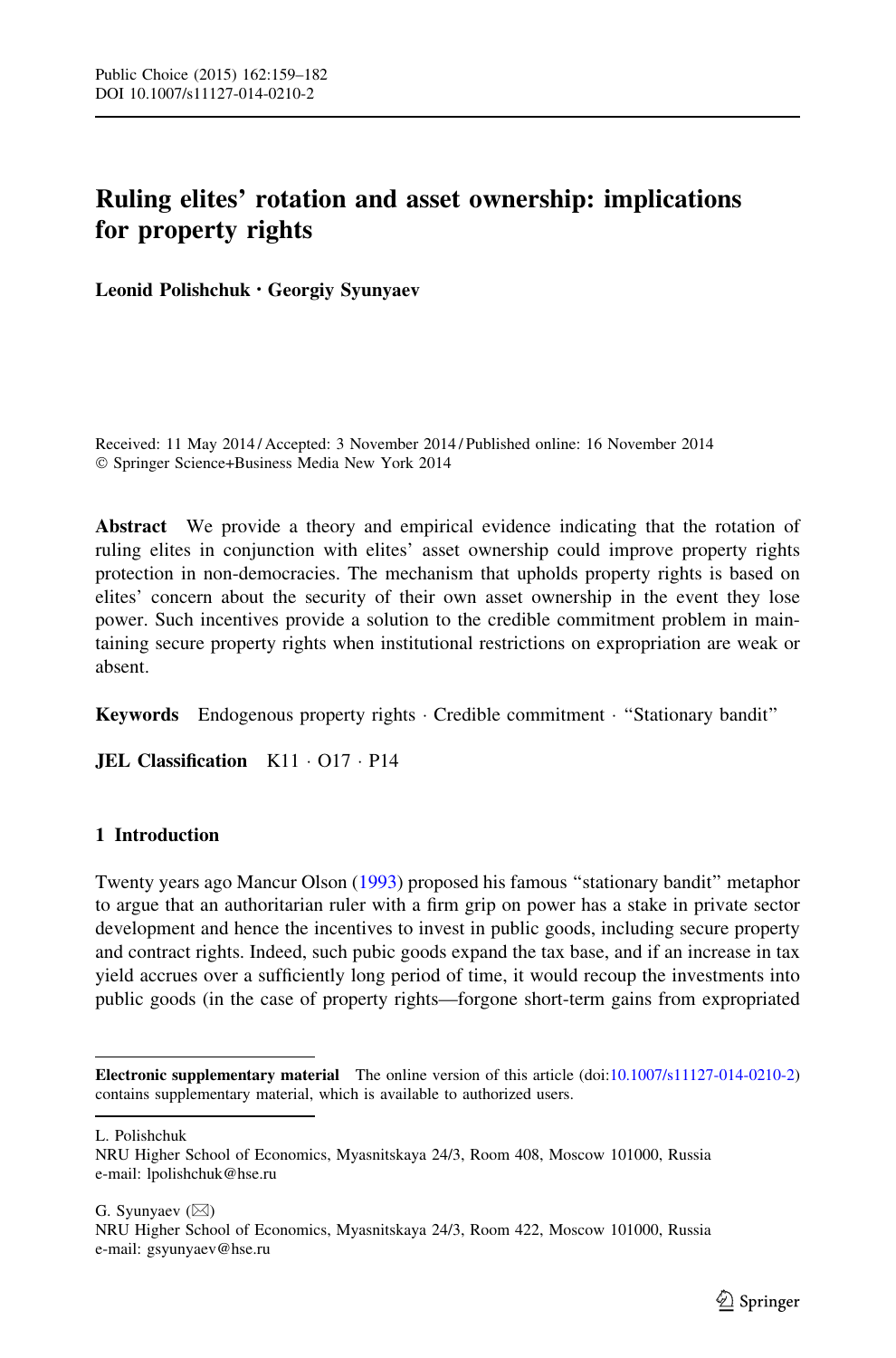# Ruling elites' rotation and asset ownership: implications for property rights

**Leonid Polishchuk · Georgiy Syunyaev**

Received: 11 May 2014 / Accepted: 3 November 2014 / Published online: 16 November 2014
© Springer Science+Business Media New York 2014

**Abstract** We provide a theory and empirical evidence indicating that the rotation of ruling elites in conjunction with elites' asset ownership could improve property rights protection in non-democracies. The mechanism that upholds property rights is based on elites' concern about the security of their own asset ownership in the event they lose power. Such incentives provide a solution to the credible commitment problem in maintaining secure property rights when institutional restrictions on expropriation are weak or absent.

**Keywords** Endogenous property rights · Credible commitment · "Stationary bandit"

**JEL Classification** K11 · O17 · P14

## 1 Introduction

Twenty years ago Mancur Olson (1993) proposed his famous "stationary bandit" metaphor to argue that an authoritarian ruler with a firm grip on power has a stake in private sector development and hence the incentives to invest in public goods, including secure property and contract rights. Indeed, such pubic goods expand the tax base, and if an increase in tax yield accrues over a sufficiently long period of time, it would recoup the investments into public goods (in the case of property rights—forgone short-term gains from expropriated

---

**Electronic supplementary material** The online version of this article (doi:10.1007/s11127-014-0210-2) contains supplementary material, which is available to authorized users.

L. Polishchuk
NRU Higher School of Economics, Myasnitskaya 24/3, Room 408, Moscow 101000, Russia
e-mail: lpolishchuk@hse.ru

G. Syunyaev (✉)
NRU Higher School of Economics, Myasnitskaya 24/3, Room 422, Moscow 101000, Russia
e-mail: gsyunyaev@hse.ru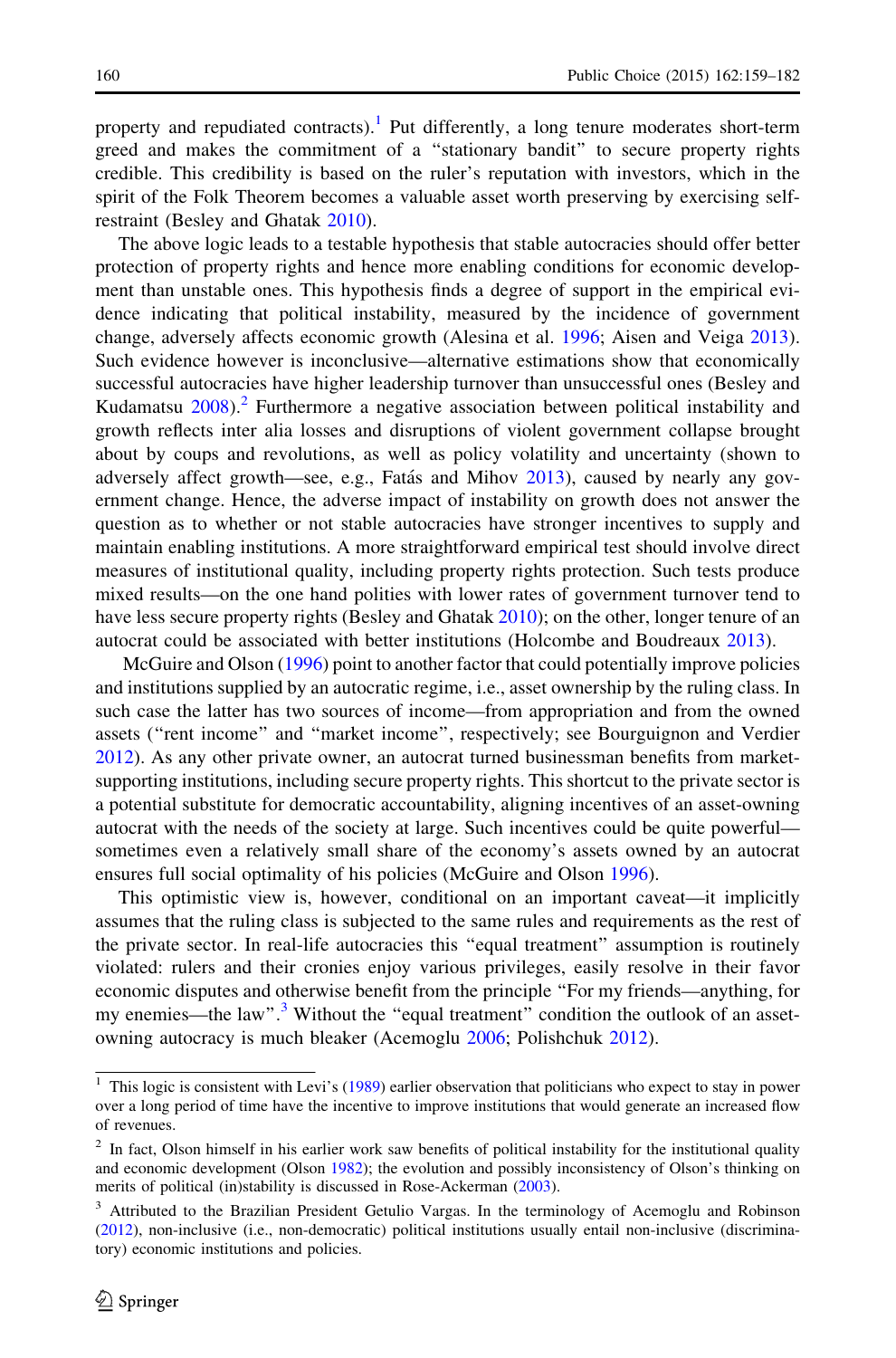property and repudiated contracts).[1] Put differently, a long tenure moderates short-term greed and makes the commitment of a "stationary bandit" to secure property rights credible. This credibility is based on the ruler's reputation with investors, which in the spirit of the Folk Theorem becomes a valuable asset worth preserving by exercising self-restraint (Besley and Ghatak 2010).

The above logic leads to a testable hypothesis that stable autocracies should offer better protection of property rights and hence more enabling conditions for economic development than unstable ones. This hypothesis finds a degree of support in the empirical evidence indicating that political instability, measured by the incidence of government change, adversely affects economic growth (Alesina et al. 1996; Aisen and Veiga 2013). Such evidence however is inconclusive—alternative estimations show that economically successful autocracies have higher leadership turnover than unsuccessful ones (Besley and Kudamatsu 2008).[2] Furthermore a negative association between political instability and growth reflects inter alia losses and disruptions of violent government collapse brought about by coups and revolutions, as well as policy volatility and uncertainty (shown to adversely affect growth—see, e.g., Fatás and Mihov 2013), caused by nearly any government change. Hence, the adverse impact of instability on growth does not answer the question as to whether or not stable autocracies have stronger incentives to supply and maintain enabling institutions. A more straightforward empirical test should involve direct measures of institutional quality, including property rights protection. Such tests produce mixed results—on the one hand polities with lower rates of government turnover tend to have less secure property rights (Besley and Ghatak 2010); on the other, longer tenure of an autocrat could be associated with better institutions (Holcombe and Boudreaux 2013).

McGuire and Olson (1996) point to another factor that could potentially improve policies and institutions supplied by an autocratic regime, i.e., asset ownership by the ruling class. In such case the latter has two sources of income—from appropriation and from the owned assets ("rent income" and "market income", respectively; see Bourguignon and Verdier 2012). As any other private owner, an autocrat turned businessman benefits from market-supporting institutions, including secure property rights. This shortcut to the private sector is a potential substitute for democratic accountability, aligning incentives of an asset-owning autocrat with the needs of the society at large. Such incentives could be quite powerful—sometimes even a relatively small share of the economy's assets owned by an autocrat ensures full social optimality of his policies (McGuire and Olson 1996).

This optimistic view is, however, conditional on an important caveat—it implicitly assumes that the ruling class is subjected to the same rules and requirements as the rest of the private sector. In real-life autocracies this "equal treatment" assumption is routinely violated: rulers and their cronies enjoy various privileges, easily resolve in their favor economic disputes and otherwise benefit from the principle "For my friends—anything, for my enemies—the law".[3] Without the "equal treatment" condition the outlook of an asset-owning autocracy is much bleaker (Acemoglu 2006; Polishchuk 2012).

---

[1] This logic is consistent with Levi's (1989) earlier observation that politicians who expect to stay in power over a long period of time have the incentive to improve institutions that would generate an increased flow of revenues.

[2] In fact, Olson himself in his earlier work saw benefits of political instability for the institutional quality and economic development (Olson 1982); the evolution and possibly inconsistency of Olson's thinking on merits of political (in)stability is discussed in Rose-Ackerman (2003).

[3] Attributed to the Brazilian President Getulio Vargas. In the terminology of Acemoglu and Robinson (2012), non-inclusive (i.e., non-democratic) political institutions usually entail non-inclusive (discriminatory) economic institutions and policies.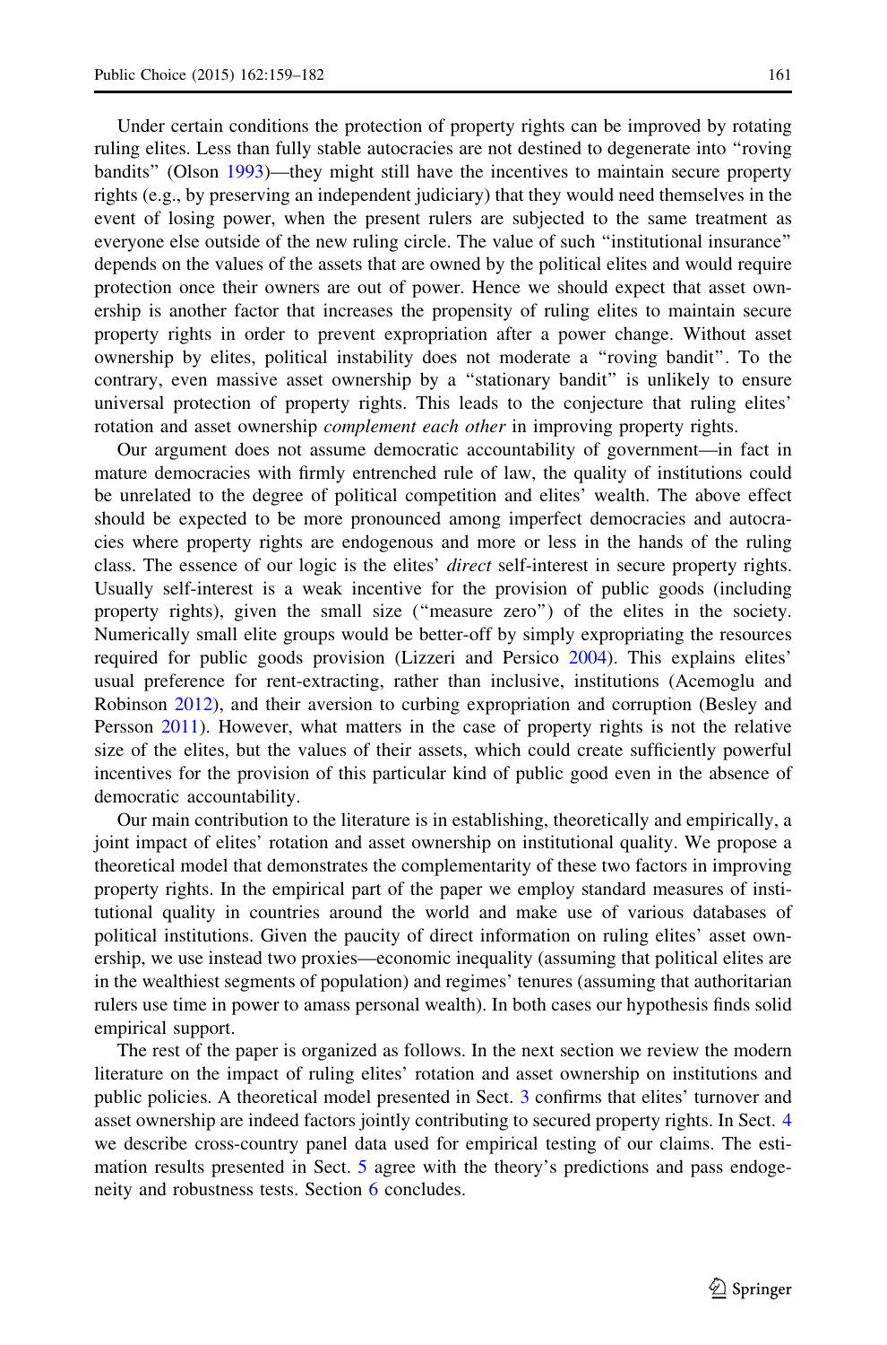Under certain conditions the protection of property rights can be improved by rotating ruling elites. Less than fully stable autocracies are not destined to degenerate into "roving bandits" (Olson 1993)—they might still have the incentives to maintain secure property rights (e.g., by preserving an independent judiciary) that they would need themselves in the event of losing power, when the present rulers are subjected to the same treatment as everyone else outside of the new ruling circle. The value of such "institutional insurance" depends on the values of the assets that are owned by the political elites and would require protection once their owners are out of power. Hence we should expect that asset ownership is another factor that increases the propensity of ruling elites to maintain secure property rights in order to prevent expropriation after a power change. Without asset ownership by elites, political instability does not moderate a "roving bandit". To the contrary, even massive asset ownership by a "stationary bandit" is unlikely to ensure universal protection of property rights. This leads to the conjecture that ruling elites' rotation and asset ownership *complement each other* in improving property rights.

Our argument does not assume democratic accountability of government—in fact in mature democracies with firmly entrenched rule of law, the quality of institutions could be unrelated to the degree of political competition and elites' wealth. The above effect should be expected to be more pronounced among imperfect democracies and autocracies where property rights are endogenous and more or less in the hands of the ruling class. The essence of our logic is the elites' *direct* self-interest in secure property rights. Usually self-interest is a weak incentive for the provision of public goods (including property rights), given the small size ("measure zero") of the elites in the society. Numerically small elite groups would be better-off by simply expropriating the resources required for public goods provision (Lizzeri and Persico 2004). This explains elites' usual preference for rent-extracting, rather than inclusive, institutions (Acemoglu and Robinson 2012), and their aversion to curbing expropriation and corruption (Besley and Persson 2011). However, what matters in the case of property rights is not the relative size of the elites, but the values of their assets, which could create sufficiently powerful incentives for the provision of this particular kind of public good even in the absence of democratic accountability.

Our main contribution to the literature is in establishing, theoretically and empirically, a joint impact of elites' rotation and asset ownership on institutional quality. We propose a theoretical model that demonstrates the complementarity of these two factors in improving property rights. In the empirical part of the paper we employ standard measures of institutional quality in countries around the world and make use of various databases of political institutions. Given the paucity of direct information on ruling elites' asset ownership, we use instead two proxies—economic inequality (assuming that political elites are in the wealthiest segments of population) and regimes' tenures (assuming that authoritarian rulers use time in power to amass personal wealth). In both cases our hypothesis finds solid empirical support.

The rest of the paper is organized as follows. In the next section we review the modern literature on the impact of ruling elites' rotation and asset ownership on institutions and public policies. A theoretical model presented in Sect. 3 confirms that elites' turnover and asset ownership are indeed factors jointly contributing to secured property rights. In Sect. 4 we describe cross-country panel data used for empirical testing of our claims. The estimation results presented in Sect. 5 agree with the theory's predictions and pass endogeneity and robustness tests. Section 6 concludes.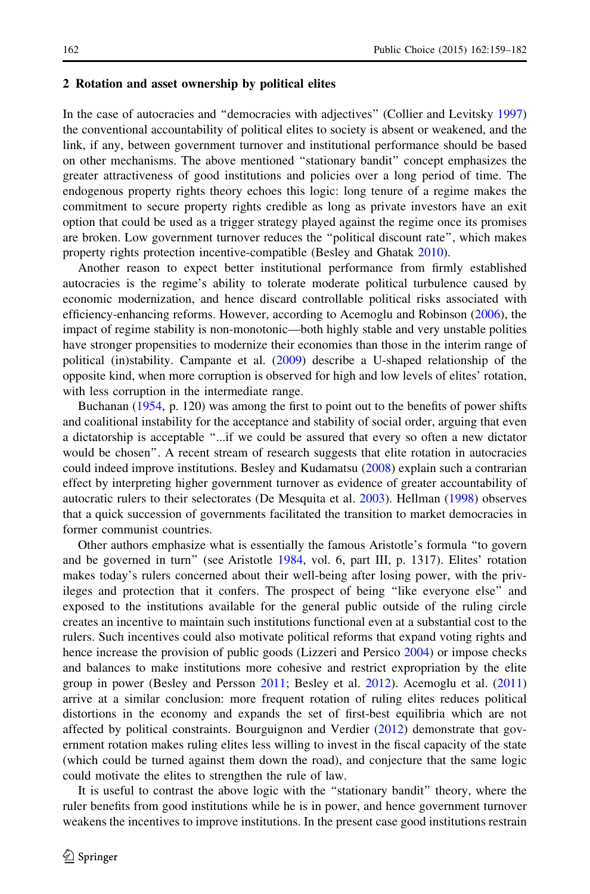## 2 Rotation and asset ownership by political elites

In the case of autocracies and "democracies with adjectives" (Collier and Levitsky 1997) the conventional accountability of political elites to society is absent or weakened, and the link, if any, between government turnover and institutional performance should be based on other mechanisms. The above mentioned "stationary bandit" concept emphasizes the greater attractiveness of good institutions and policies over a long period of time. The endogenous property rights theory echoes this logic: long tenure of a regime makes the commitment to secure property rights credible as long as private investors have an exit option that could be used as a trigger strategy played against the regime once its promises are broken. Low government turnover reduces the "political discount rate", which makes property rights protection incentive-compatible (Besley and Ghatak 2010).

Another reason to expect better institutional performance from firmly established autocracies is the regime's ability to tolerate moderate political turbulence caused by economic modernization, and hence discard controllable political risks associated with efficiency-enhancing reforms. However, according to Acemoglu and Robinson (2006), the impact of regime stability is non-monotonic—both highly stable and very unstable polities have stronger propensities to modernize their economies than those in the interim range of political (in)stability. Campante et al. (2009) describe a U-shaped relationship of the opposite kind, when more corruption is observed for high and low levels of elites' rotation, with less corruption in the intermediate range.

Buchanan (1954, p. 120) was among the first to point out to the benefits of power shifts and coalitional instability for the acceptance and stability of social order, arguing that even a dictatorship is acceptable "...if we could be assured that every so often a new dictator would be chosen". A recent stream of research suggests that elite rotation in autocracies could indeed improve institutions. Besley and Kudamatsu (2008) explain such a contrarian effect by interpreting higher government turnover as evidence of greater accountability of autocratic rulers to their selectorates (De Mesquita et al. 2003). Hellman (1998) observes that a quick succession of governments facilitated the transition to market democracies in former communist countries.

Other authors emphasize what is essentially the famous Aristotle's formula "to govern and be governed in turn" (see Aristotle 1984, vol. 6, part III, p. 1317). Elites' rotation makes today's rulers concerned about their well-being after losing power, with the privileges and protection that it confers. The prospect of being "like everyone else" and exposed to the institutions available for the general public outside of the ruling circle creates an incentive to maintain such institutions functional even at a substantial cost to the rulers. Such incentives could also motivate political reforms that expand voting rights and hence increase the provision of public goods (Lizzeri and Persico 2004) or impose checks and balances to make institutions more cohesive and restrict expropriation by the elite group in power (Besley and Persson 2011; Besley et al. 2012). Acemoglu et al. (2011) arrive at a similar conclusion: more frequent rotation of ruling elites reduces political distortions in the economy and expands the set of first-best equilibria which are not affected by political constraints. Bourguignon and Verdier (2012) demonstrate that government rotation makes ruling elites less willing to invest in the fiscal capacity of the state (which could be turned against them down the road), and conjecture that the same logic could motivate the elites to strengthen the rule of law.

It is useful to contrast the above logic with the "stationary bandit" theory, where the ruler benefits from good institutions while he is in power, and hence government turnover weakens the incentives to improve institutions. In the present case good institutions restrain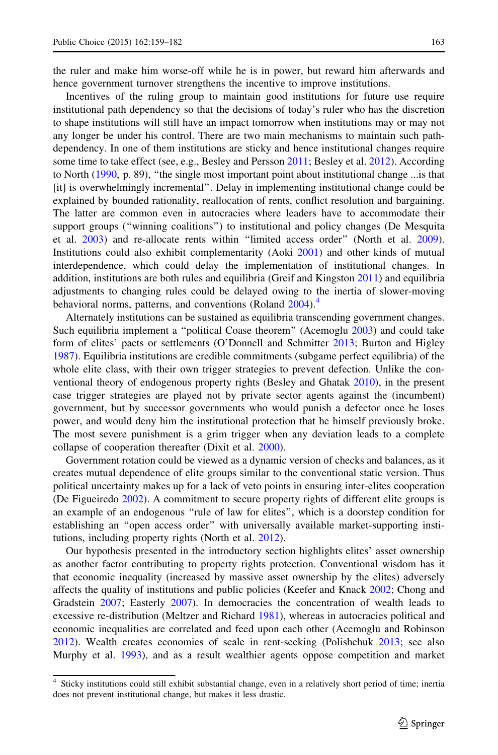the ruler and make him worse-off while he is in power, but reward him afterwards and hence government turnover strengthens the incentive to improve institutions.

Incentives of the ruling group to maintain good institutions for future use require institutional path dependency so that the decisions of today's ruler who has the discretion to shape institutions will still have an impact tomorrow when institutions may or may not any longer be under his control. There are two main mechanisms to maintain such path-dependency. In one of them institutions are sticky and hence institutional changes require some time to take effect (see, e.g., Besley and Persson 2011; Besley et al. 2012). According to North (1990, p. 89), "the single most important point about institutional change ...is that [it] is overwhelmingly incremental". Delay in implementing institutional change could be explained by bounded rationality, reallocation of rents, conflict resolution and bargaining. The latter are common even in autocracies where leaders have to accommodate their support groups ("winning coalitions") to institutional and policy changes (De Mesquita et al. 2003) and re-allocate rents within "limited access order" (North et al. 2009). Institutions could also exhibit complementarity (Aoki 2001) and other kinds of mutual interdependence, which could delay the implementation of institutional changes. In addition, institutions are both rules and equilibria (Greif and Kingston 2011) and equilibria adjustments to changing rules could be delayed owing to the inertia of slower-moving behavioral norms, patterns, and conventions (Roland 2004).[4]

Alternately institutions can be sustained as equilibria transcending government changes. Such equilibria implement a "political Coase theorem" (Acemoglu 2003) and could take form of elites' pacts or settlements (O'Donnell and Schmitter 2013; Burton and Higley 1987). Equilibria institutions are credible commitments (subgame perfect equilibria) of the whole elite class, with their own trigger strategies to prevent defection. Unlike the conventional theory of endogenous property rights (Besley and Ghatak 2010), in the present case trigger strategies are played not by private sector agents against the (incumbent) government, but by successor governments who would punish a defector once he loses power, and would deny him the institutional protection that he himself previously broke. The most severe punishment is a grim trigger when any deviation leads to a complete collapse of cooperation thereafter (Dixit et al. 2000).

Government rotation could be viewed as a dynamic version of checks and balances, as it creates mutual dependence of elite groups similar to the conventional static version. Thus political uncertainty makes up for a lack of veto points in ensuring inter-elites cooperation (De Figueiredo 2002). A commitment to secure property rights of different elite groups is an example of an endogenous "rule of law for elites", which is a doorstep condition for establishing an "open access order" with universally available market-supporting institutions, including property rights (North et al. 2012).

Our hypothesis presented in the introductory section highlights elites' asset ownership as another factor contributing to property rights protection. Conventional wisdom has it that economic inequality (increased by massive asset ownership by the elites) adversely affects the quality of institutions and public policies (Keefer and Knack 2002; Chong and Gradstein 2007; Easterly 2007). In democracies the concentration of wealth leads to excessive re-distribution (Meltzer and Richard 1981), whereas in autocracies political and economic inequalities are correlated and feed upon each other (Acemoglu and Robinson 2012). Wealth creates economies of scale in rent-seeking (Polishchuk 2013; see also Murphy et al. 1993), and as a result wealthier agents oppose competition and market

[4] Sticky institutions could still exhibit substantial change, even in a relatively short period of time; inertia does not prevent institutional change, but makes it less drastic.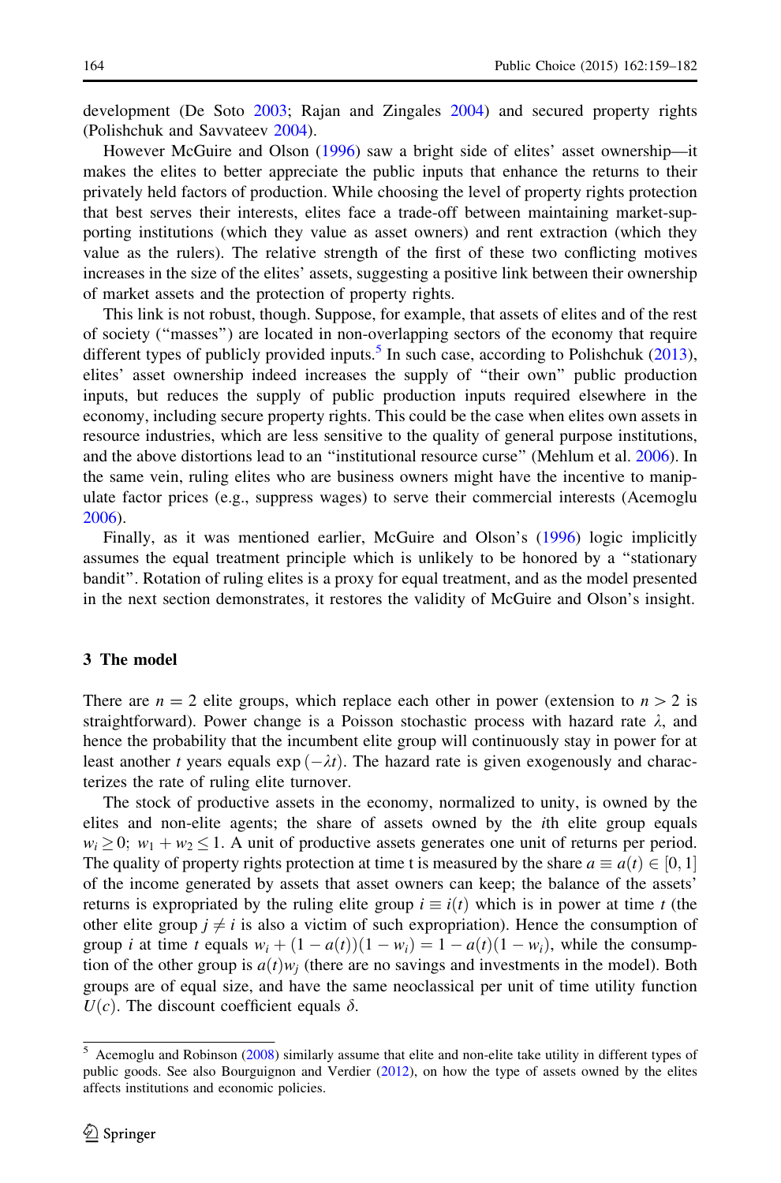development (De Soto 2003; Rajan and Zingales 2004) and secured property rights (Polishchuk and Savvateev 2004).

However McGuire and Olson (1996) saw a bright side of elites' asset ownership—it makes the elites to better appreciate the public inputs that enhance the returns to their privately held factors of production. While choosing the level of property rights protection that best serves their interests, elites face a trade-off between maintaining market-supporting institutions (which they value as asset owners) and rent extraction (which they value as the rulers). The relative strength of the first of these two conflicting motives increases in the size of the elites' assets, suggesting a positive link between their ownership of market assets and the protection of property rights.

This link is not robust, though. Suppose, for example, that assets of elites and of the rest of society ("masses") are located in non-overlapping sectors of the economy that require different types of publicly provided inputs.[5] In such case, according to Polishchuk (2013), elites' asset ownership indeed increases the supply of "their own" public production inputs, but reduces the supply of public production inputs required elsewhere in the economy, including secure property rights. This could be the case when elites own assets in resource industries, which are less sensitive to the quality of general purpose institutions, and the above distortions lead to an "institutional resource curse" (Mehlum et al. 2006). In the same vein, ruling elites who are business owners might have the incentive to manipulate factor prices (e.g., suppress wages) to serve their commercial interests (Acemoglu 2006).

Finally, as it was mentioned earlier, McGuire and Olson's (1996) logic implicitly assumes the equal treatment principle which is unlikely to be honored by a "stationary bandit". Rotation of ruling elites is a proxy for equal treatment, and as the model presented in the next section demonstrates, it restores the validity of McGuire and Olson's insight.

## 3 The model

There are $n = 2$ elite groups, which replace each other in power (extension to $n > 2$ is straightforward). Power change is a Poisson stochastic process with hazard rate $\lambda$, and hence the probability that the incumbent elite group will continuously stay in power for at least another $t$ years equals $\exp(-\lambda t)$. The hazard rate is given exogenously and characterizes the rate of ruling elite turnover.

The stock of productive assets in the economy, normalized to unity, is owned by the elites and non-elite agents; the share of assets owned by the $i$th elite group equals $w_i \geq 0;\ w_1 + w_2 \leq 1$. A unit of productive assets generates one unit of returns per period. The quality of property rights protection at time t is measured by the share $a \equiv a(t) \in [0, 1]$ of the income generated by assets that asset owners can keep; the balance of the assets' returns is expropriated by the ruling elite group $i \equiv i(t)$ which is in power at time $t$ (the other elite group $j \neq i$ is also a victim of such expropriation). Hence the consumption of group $i$ at time $t$ equals $w_i + (1 - a(t))(1 - w_i) = 1 - a(t)(1 - w_i)$, while the consumption of the other group is $a(t)w_j$ (there are no savings and investments in the model). Both groups are of equal size, and have the same neoclassical per unit of time utility function $U(c)$. The discount coefficient equals $\delta$.

[5] Acemoglu and Robinson (2008) similarly assume that elite and non-elite take utility in different types of public goods. See also Bourguignon and Verdier (2012), on how the type of assets owned by the elites affects institutions and economic policies.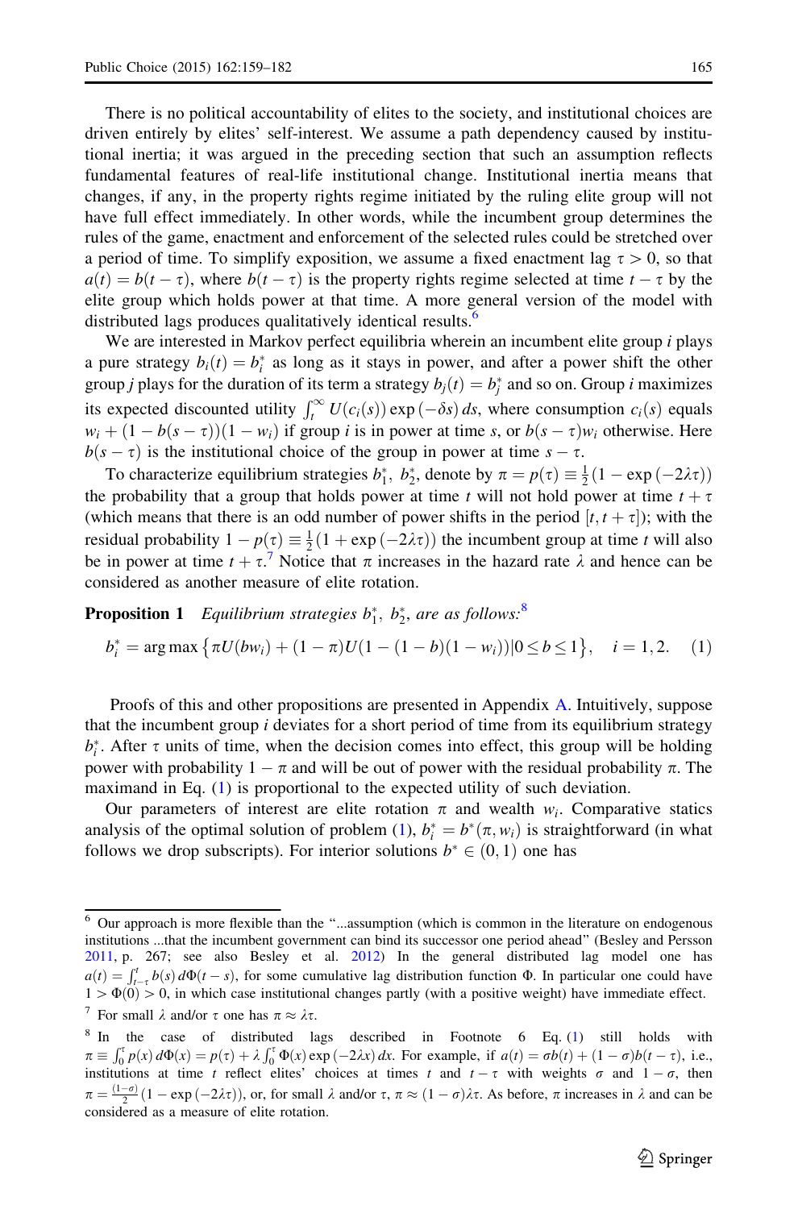There is no political accountability of elites to the society, and institutional choices are driven entirely by elites' self-interest. We assume a path dependency caused by institutional inertia; it was argued in the preceding section that such an assumption reflects fundamental features of real-life institutional change. Institutional inertia means that changes, if any, in the property rights regime initiated by the ruling elite group will not have full effect immediately. In other words, while the incumbent group determines the rules of the game, enactment and enforcement of the selected rules could be stretched over a period of time. To simplify exposition, we assume a fixed enactment lag $\tau > 0$, so that $a(t) = b(t - \tau)$, where $b(t - \tau)$ is the property rights regime selected at time $t - \tau$ by the elite group which holds power at that time. A more general version of the model with distributed lags produces qualitatively identical results.[6]

We are interested in Markov perfect equilibria wherein an incumbent elite group $i$ plays a pure strategy $b_i(t) = b_i^*$ as long as it stays in power, and after a power shift the other group $j$ plays for the duration of its term a strategy $b_j(t) = b_j^*$ and so on. Group $i$ maximizes its expected discounted utility $\int_t^\infty U(c_i(s)) \exp(-\delta s)\, ds$, where consumption $c_i(s)$ equals $w_i + (1 - b(s - \tau))(1 - w_i)$ if group $i$ is in power at time $s$, or $b(s - \tau)w_i$ otherwise. Here $b(s - \tau)$ is the institutional choice of the group in power at time $s - \tau$.

To characterize equilibrium strategies $b_1^*,\ b_2^*$, denote by $\pi = p(\tau) \equiv \frac{1}{2}(1 - \exp(-2\lambda\tau))$ the probability that a group that holds power at time $t$ will not hold power at time $t + \tau$ (which means that there is an odd number of power shifts in the period $[t, t + \tau]$); with the residual probability $1 - p(\tau) \equiv \frac{1}{2}(1 + \exp(-2\lambda\tau))$ the incumbent group at time $t$ will also be in power at time $t + \tau$.[7] Notice that $\pi$ increases in the hazard rate $\lambda$ and hence can be considered as another measure of elite rotation.

**Proposition 1** *Equilibrium strategies $b_1^*,\ b_2^*$, are as follows:*[8]

$$b_i^* = \arg\max\left\{\pi U(bw_i) + (1 - \pi)U(1 - (1 - b)(1 - w_i)) \middle| 0 \le b \le 1\right\}, \quad i = 1, 2. \tag{1}$$

Proofs of this and other propositions are presented in Appendix A. Intuitively, suppose that the incumbent group $i$ deviates for a short period of time from its equilibrium strategy $b_i^*$. After $\tau$ units of time, when the decision comes into effect, this group will be holding power with probability $1 - \pi$ and will be out of power with the residual probability $\pi$. The maximand in Eq. (1) is proportional to the expected utility of such deviation.

Our parameters of interest are elite rotation $\pi$ and wealth $w_i$. Comparative statics analysis of the optimal solution of problem (1), $b_i^* = b^*(\pi, w_i)$ is straightforward (in what follows we drop subscripts). For interior solutions $b^* \in (0, 1)$ one has

---

[6] Our approach is more flexible than the "...assumption (which is common in the literature on endogenous institutions ...that the incumbent government can bind its successor one period ahead" (Besley and Persson 2011, p. 267; see also Besley et al. 2012) In the general distributed lag model one has $a(t) = \int_{t-\tau}^{t} b(s)\, d\Phi(t - s)$, for some cumulative lag distribution function $\Phi$. In particular one could have $1 > \Phi(0) > 0$, in which case institutional changes partly (with a positive weight) have immediate effect.

[7] For small $\lambda$ and/or $\tau$ one has $\pi \approx \lambda\tau$.

[8] In the case of distributed lags described in Footnote 6 Eq. (1) still holds with $\pi \equiv \int_0^\tau p(x)\, d\Phi(x) = p(\tau) + \lambda \int_0^\tau \Phi(x) \exp(-2\lambda x)\, dx$. For example, if $a(t) = \sigma b(t) + (1 - \sigma)b(t - \tau)$, i.e., institutions at time $t$ reflect elites' choices at times $t$ and $t - \tau$ with weights $\sigma$ and $1 - \sigma$, then $\pi = \frac{(1-\sigma)}{2}(1 - \exp(-2\lambda\tau))$, or, for small $\lambda$ and/or $\tau$, $\pi \approx (1 - \sigma)\lambda\tau$. As before, $\pi$ increases in $\lambda$ and can be considered as a measure of elite rotation.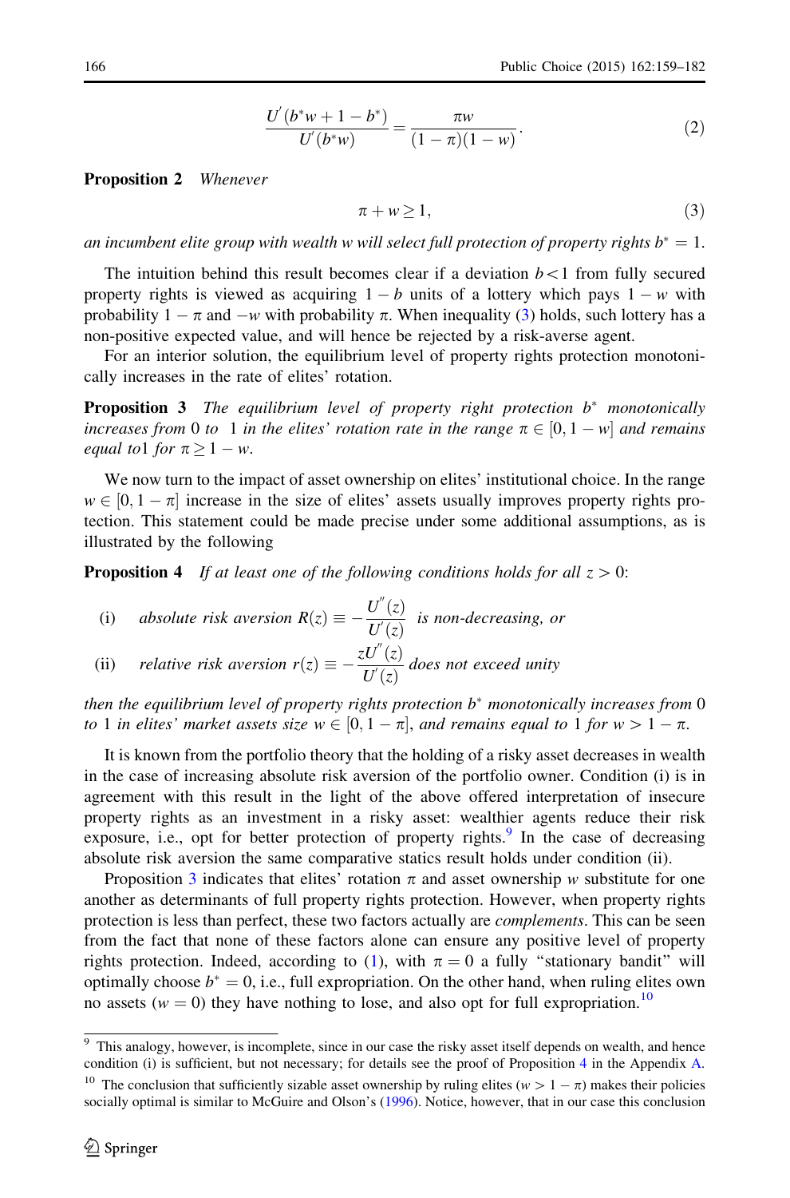$$\frac{U'(b^*w + 1 - b^*)}{U'(b^*w)} = \frac{\pi w}{(1 - \pi)(1 - w)}. \tag{2}$$

**Proposition 2** *Whenever*

$$\pi + w \geq 1, \tag{3}$$

*an incumbent elite group with wealth w will select full protection of property rights* $b^* = 1$.

The intuition behind this result becomes clear if a deviation $b < 1$ from fully secured property rights is viewed as acquiring $1 - b$ units of a lottery which pays $1 - w$ with probability $1 - \pi$ and $-w$ with probability $\pi$. When inequality (3) holds, such lottery has a non-positive expected value, and will hence be rejected by a risk-averse agent.

For an interior solution, the equilibrium level of property rights protection monotonically increases in the rate of elites' rotation.

**Proposition 3** *The equilibrium level of property right protection* $b^*$ *monotonically increases from* 0 *to* 1 *in the elites' rotation rate in the range* $\pi \in [0, 1 - w]$ *and remains equal to*1 *for* $\pi \geq 1 - w$.

We now turn to the impact of asset ownership on elites' institutional choice. In the range $w \in [0, 1 - \pi]$ increase in the size of elites' assets usually improves property rights protection. This statement could be made precise under some additional assumptions, as is illustrated by the following

**Proposition 4** *If at least one of the following conditions holds for all* $z > 0$:

(i) *absolute risk aversion* $R(z) \equiv -\frac{U''(z)}{U'(z)}$ *is non-decreasing, or*

(ii) *relative risk aversion* $r(z) \equiv -\frac{zU''(z)}{U'(z)}$ *does not exceed unity*

*then the equilibrium level of property rights protection* $b^*$ *monotonically increases from* 0 *to* 1 *in elites' market assets size* $w \in [0, 1 - \pi]$, *and remains equal to* 1 *for* $w > 1 - \pi$.

It is known from the portfolio theory that the holding of a risky asset decreases in wealth in the case of increasing absolute risk aversion of the portfolio owner. Condition (i) is in agreement with this result in the light of the above offered interpretation of insecure property rights as an investment in a risky asset: wealthier agents reduce their risk exposure, i.e., opt for better protection of property rights.[9] In the case of decreasing absolute risk aversion the same comparative statics result holds under condition (ii).

Proposition 3 indicates that elites' rotation $\pi$ and asset ownership $w$ substitute for one another as determinants of full property rights protection. However, when property rights protection is less than perfect, these two factors actually are *complements*. This can be seen from the fact that none of these factors alone can ensure any positive level of property rights protection. Indeed, according to (1), with $\pi = 0$ a fully "stationary bandit" will optimally choose $b^* = 0$, i.e., full expropriation. On the other hand, when ruling elites own no assets ($w = 0$) they have nothing to lose, and also opt for full expropriation.[10]

---

[9] This analogy, however, is incomplete, since in our case the risky asset itself depends on wealth, and hence condition (i) is sufficient, but not necessary; for details see the proof of Proposition 4 in the Appendix A.

[10] The conclusion that sufficiently sizable asset ownership by ruling elites ($w > 1 - \pi$) makes their policies socially optimal is similar to McGuire and Olson's (1996). Notice, however, that in our case this conclusion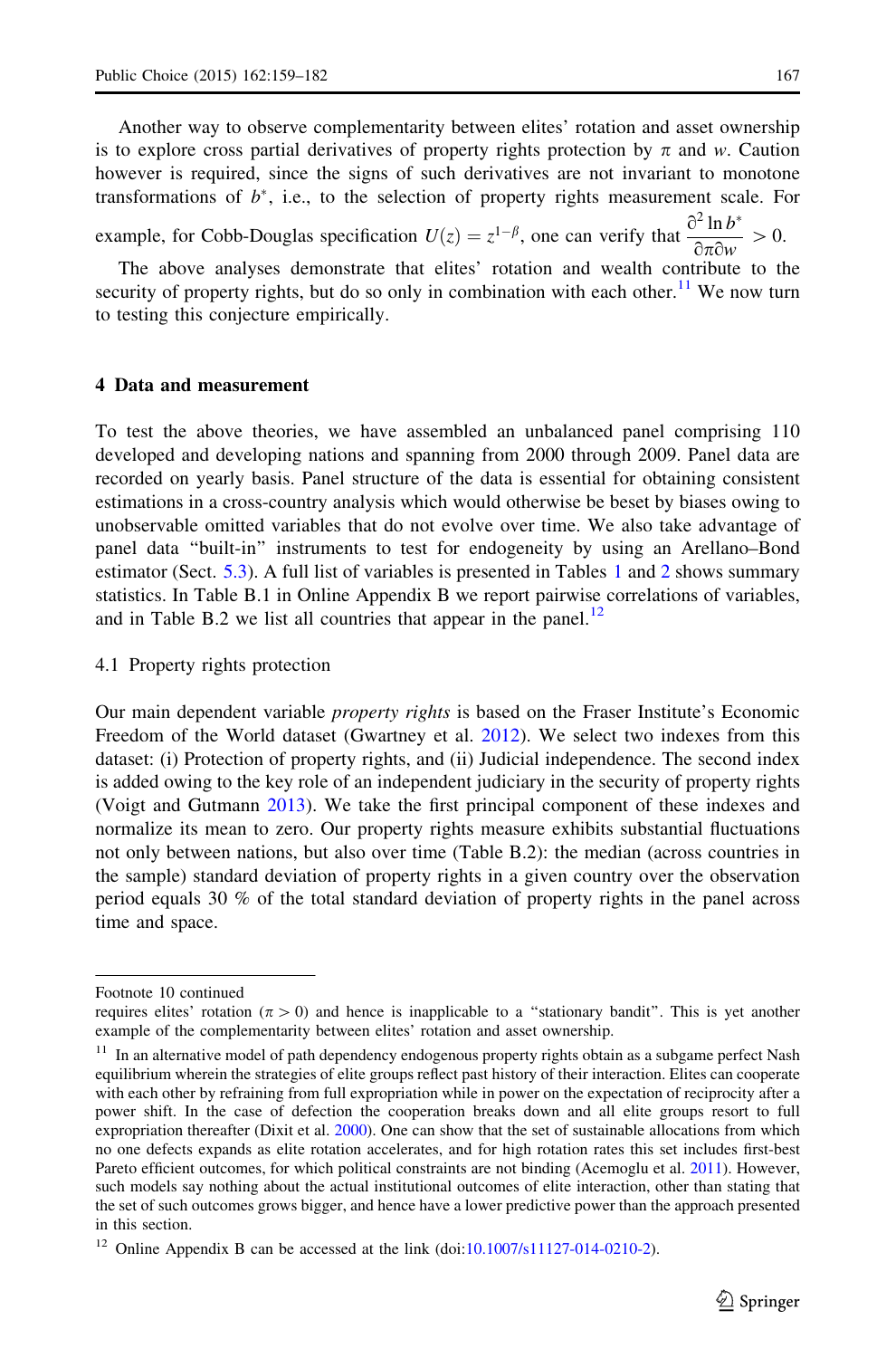Another way to observe complementarity between elites' rotation and asset ownership is to explore cross partial derivatives of property rights protection by $\pi$ and $w$. Caution however is required, since the signs of such derivatives are not invariant to monotone transformations of $b^*$, i.e., to the selection of property rights measurement scale. For example, for Cobb-Douglas specification $U(z) = z^{1-\beta}$, one can verify that $\frac{\partial^2 \ln b^*}{\partial \pi \partial w} > 0$.

The above analyses demonstrate that elites' rotation and wealth contribute to the security of property rights, but do so only in combination with each other.[11] We now turn to testing this conjecture empirically.

## 4 Data and measurement

To test the above theories, we have assembled an unbalanced panel comprising 110 developed and developing nations and spanning from 2000 through 2009. Panel data are recorded on yearly basis. Panel structure of the data is essential for obtaining consistent estimations in a cross-country analysis which would otherwise be beset by biases owing to unobservable omitted variables that do not evolve over time. We also take advantage of panel data "built-in" instruments to test for endogeneity by using an Arellano–Bond estimator (Sect. 5.3). A full list of variables is presented in Tables 1 and 2 shows summary statistics. In Table B.1 in Online Appendix B we report pairwise correlations of variables, and in Table B.2 we list all countries that appear in the panel.[12]

### 4.1 Property rights protection

Our main dependent variable *property rights* is based on the Fraser Institute's Economic Freedom of the World dataset (Gwartney et al. 2012). We select two indexes from this dataset: (i) Protection of property rights, and (ii) Judicial independence. The second index is added owing to the key role of an independent judiciary in the security of property rights (Voigt and Gutmann 2013). We take the first principal component of these indexes and normalize its mean to zero. Our property rights measure exhibits substantial fluctuations not only between nations, but also over time (Table B.2): the median (across countries in the sample) standard deviation of property rights in a given country over the observation period equals 30 % of the total standard deviation of property rights in the panel across time and space.

---

Footnote 10 continued

requires elites' rotation ($\pi > 0$) and hence is inapplicable to a "stationary bandit". This is yet another example of the complementarity between elites' rotation and asset ownership.

[11] In an alternative model of path dependency endogenous property rights obtain as a subgame perfect Nash equilibrium wherein the strategies of elite groups reflect past history of their interaction. Elites can cooperate with each other by refraining from full expropriation while in power on the expectation of reciprocity after a power shift. In the case of defection the cooperation breaks down and all elite groups resort to full expropriation thereafter (Dixit et al. 2000). One can show that the set of sustainable allocations from which no one defects expands as elite rotation accelerates, and for high rotation rates this set includes first-best Pareto efficient outcomes, for which political constraints are not binding (Acemoglu et al. 2011). However, such models say nothing about the actual institutional outcomes of elite interaction, other than stating that the set of such outcomes grows bigger, and hence have a lower predictive power than the approach presented in this section.

[12] Online Appendix B can be accessed at the link (doi:10.1007/s11127-014-0210-2).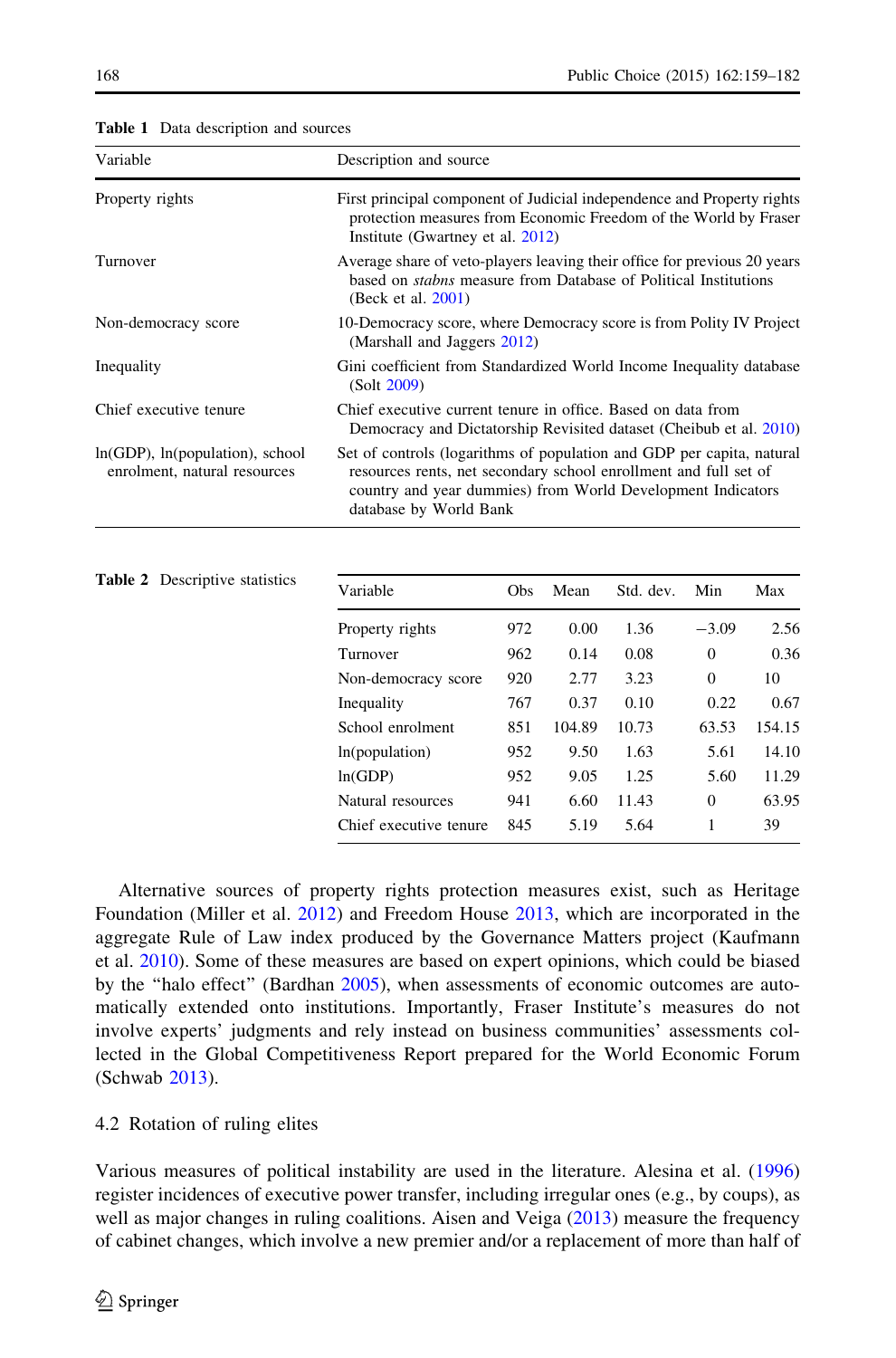**Table 1** Data description and sources

| Variable | Description and source |
|---|---|
| Property rights | First principal component of Judicial independence and Property rights protection measures from Economic Freedom of the World by Fraser Institute (Gwartney et al. 2012) |
| Turnover | Average share of veto-players leaving their office for previous 20 years based on *stabns* measure from Database of Political Institutions (Beck et al. 2001) |
| Non-democracy score | 10-Democracy score, where Democracy score is from Polity IV Project (Marshall and Jaggers 2012) |
| Inequality | Gini coefficient from Standardized World Income Inequality database (Solt 2009) |
| Chief executive tenure | Chief executive current tenure in office. Based on data from Democracy and Dictatorship Revisited dataset (Cheibub et al. 2010) |
| ln(GDP), ln(population), school enrolment, natural resources | Set of controls (logarithms of population and GDP per capita, natural resources rents, net secondary school enrollment and full set of country and year dummies) from World Development Indicators database by World Bank |

**Table 2** Descriptive statistics

| Variable | Obs | Mean | Std. dev. | Min | Max |
|---|---|---|---|---|---|
| Property rights | 972 | 0.00 | 1.36 | −3.09 | 2.56 |
| Turnover | 962 | 0.14 | 0.08 | 0 | 0.36 |
| Non-democracy score | 920 | 2.77 | 3.23 | 0 | 10 |
| Inequality | 767 | 0.37 | 0.10 | 0.22 | 0.67 |
| School enrolment | 851 | 104.89 | 10.73 | 63.53 | 154.15 |
| ln(population) | 952 | 9.50 | 1.63 | 5.61 | 14.10 |
| ln(GDP) | 952 | 9.05 | 1.25 | 5.60 | 11.29 |
| Natural resources | 941 | 6.60 | 11.43 | 0 | 63.95 |
| Chief executive tenure | 845 | 5.19 | 5.64 | 1 | 39 |

Alternative sources of property rights protection measures exist, such as Heritage Foundation (Miller et al. 2012) and Freedom House 2013, which are incorporated in the aggregate Rule of Law index produced by the Governance Matters project (Kaufmann et al. 2010). Some of these measures are based on expert opinions, which could be biased by the "halo effect" (Bardhan 2005), when assessments of economic outcomes are automatically extended onto institutions. Importantly, Fraser Institute's measures do not involve experts' judgments and rely instead on business communities' assessments collected in the Global Competitiveness Report prepared for the World Economic Forum (Schwab 2013).

### 4.2 Rotation of ruling elites

Various measures of political instability are used in the literature. Alesina et al. (1996) register incidences of executive power transfer, including irregular ones (e.g., by coups), as well as major changes in ruling coalitions. Aisen and Veiga (2013) measure the frequency of cabinet changes, which involve a new premier and/or a replacement of more than half of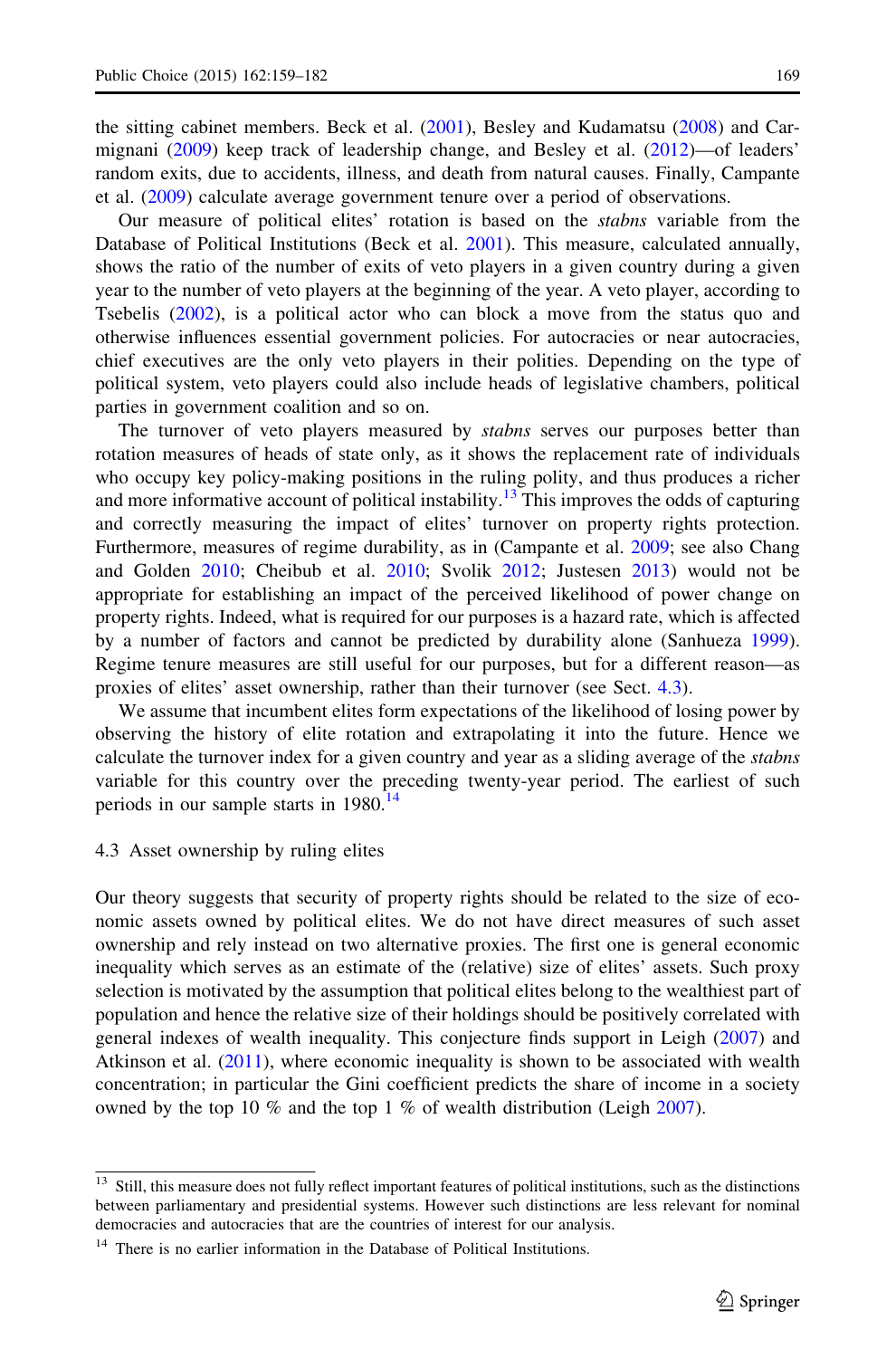the sitting cabinet members. Beck et al. (2001), Besley and Kudamatsu (2008) and Carmignani (2009) keep track of leadership change, and Besley et al. (2012)—of leaders' random exits, due to accidents, illness, and death from natural causes. Finally, Campante et al. (2009) calculate average government tenure over a period of observations.

Our measure of political elites' rotation is based on the *stabns* variable from the Database of Political Institutions (Beck et al. 2001). This measure, calculated annually, shows the ratio of the number of exits of veto players in a given country during a given year to the number of veto players at the beginning of the year. A veto player, according to Tsebelis (2002), is a political actor who can block a move from the status quo and otherwise influences essential government policies. For autocracies or near autocracies, chief executives are the only veto players in their polities. Depending on the type of political system, veto players could also include heads of legislative chambers, political parties in government coalition and so on.

The turnover of veto players measured by *stabns* serves our purposes better than rotation measures of heads of state only, as it shows the replacement rate of individuals who occupy key policy-making positions in the ruling polity, and thus produces a richer and more informative account of political instability.[13] This improves the odds of capturing and correctly measuring the impact of elites' turnover on property rights protection. Furthermore, measures of regime durability, as in (Campante et al. 2009; see also Chang and Golden 2010; Cheibub et al. 2010; Svolik 2012; Justesen 2013) would not be appropriate for establishing an impact of the perceived likelihood of power change on property rights. Indeed, what is required for our purposes is a hazard rate, which is affected by a number of factors and cannot be predicted by durability alone (Sanhueza 1999). Regime tenure measures are still useful for our purposes, but for a different reason—as proxies of elites' asset ownership, rather than their turnover (see Sect. 4.3).

We assume that incumbent elites form expectations of the likelihood of losing power by observing the history of elite rotation and extrapolating it into the future. Hence we calculate the turnover index for a given country and year as a sliding average of the *stabns* variable for this country over the preceding twenty-year period. The earliest of such periods in our sample starts in 1980.[14]

### 4.3 Asset ownership by ruling elites

Our theory suggests that security of property rights should be related to the size of economic assets owned by political elites. We do not have direct measures of such asset ownership and rely instead on two alternative proxies. The first one is general economic inequality which serves as an estimate of the (relative) size of elites' assets. Such proxy selection is motivated by the assumption that political elites belong to the wealthiest part of population and hence the relative size of their holdings should be positively correlated with general indexes of wealth inequality. This conjecture finds support in Leigh (2007) and Atkinson et al. (2011), where economic inequality is shown to be associated with wealth concentration; in particular the Gini coefficient predicts the share of income in a society owned by the top 10 % and the top 1 % of wealth distribution (Leigh 2007).

---

[13] Still, this measure does not fully reflect important features of political institutions, such as the distinctions between parliamentary and presidential systems. However such distinctions are less relevant for nominal democracies and autocracies that are the countries of interest for our analysis.

[14] There is no earlier information in the Database of Political Institutions.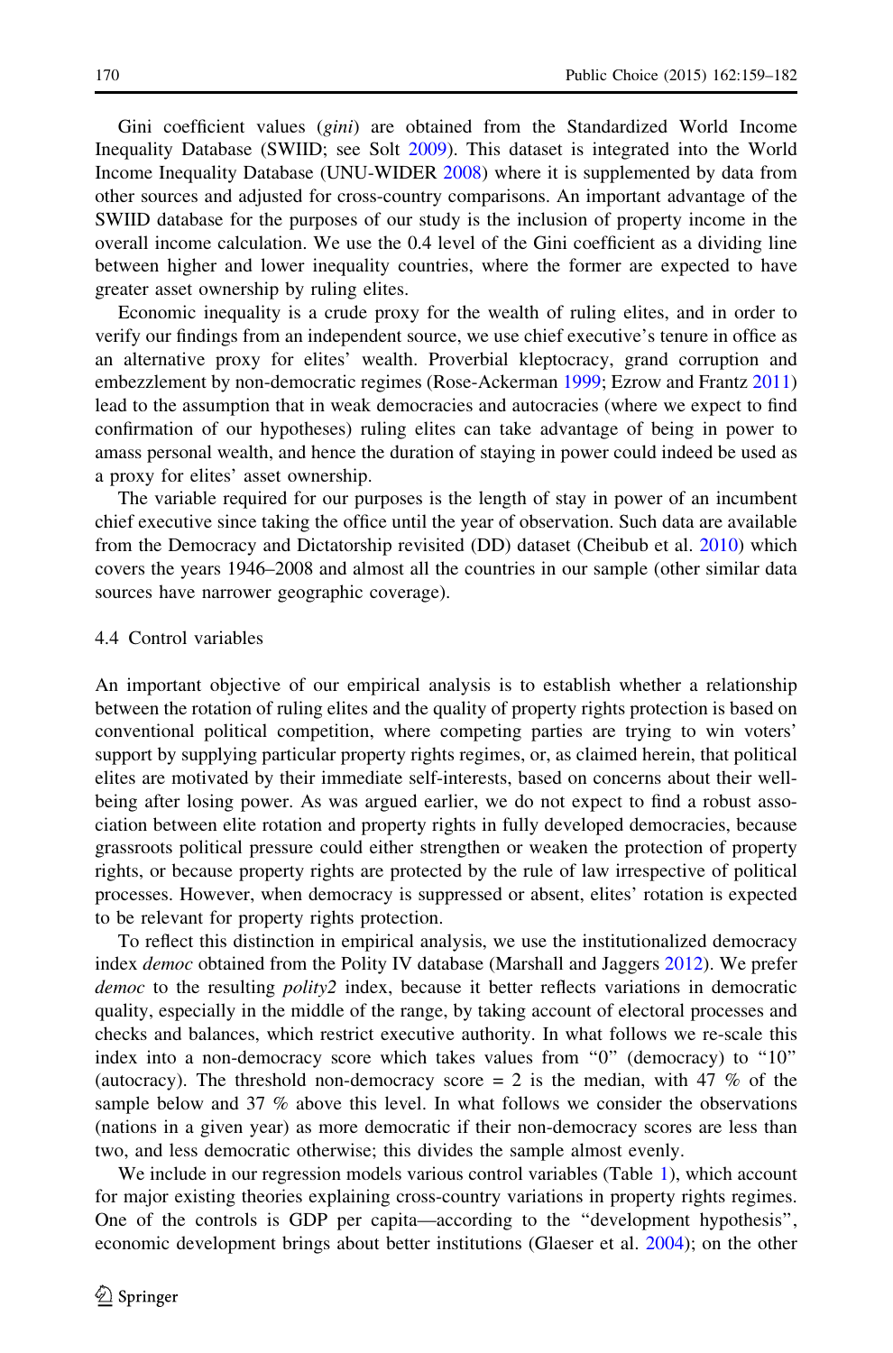Gini coefficient values (*gini*) are obtained from the Standardized World Income Inequality Database (SWIID; see Solt 2009). This dataset is integrated into the World Income Inequality Database (UNU-WIDER 2008) where it is supplemented by data from other sources and adjusted for cross-country comparisons. An important advantage of the SWIID database for the purposes of our study is the inclusion of property income in the overall income calculation. We use the 0.4 level of the Gini coefficient as a dividing line between higher and lower inequality countries, where the former are expected to have greater asset ownership by ruling elites.

Economic inequality is a crude proxy for the wealth of ruling elites, and in order to verify our findings from an independent source, we use chief executive's tenure in office as an alternative proxy for elites' wealth. Proverbial kleptocracy, grand corruption and embezzlement by non-democratic regimes (Rose-Ackerman 1999; Ezrow and Frantz 2011) lead to the assumption that in weak democracies and autocracies (where we expect to find confirmation of our hypotheses) ruling elites can take advantage of being in power to amass personal wealth, and hence the duration of staying in power could indeed be used as a proxy for elites' asset ownership.

The variable required for our purposes is the length of stay in power of an incumbent chief executive since taking the office until the year of observation. Such data are available from the Democracy and Dictatorship revisited (DD) dataset (Cheibub et al. 2010) which covers the years 1946–2008 and almost all the countries in our sample (other similar data sources have narrower geographic coverage).

### 4.4 Control variables

An important objective of our empirical analysis is to establish whether a relationship between the rotation of ruling elites and the quality of property rights protection is based on conventional political competition, where competing parties are trying to win voters' support by supplying particular property rights regimes, or, as claimed herein, that political elites are motivated by their immediate self-interests, based on concerns about their well-being after losing power. As was argued earlier, we do not expect to find a robust association between elite rotation and property rights in fully developed democracies, because grassroots political pressure could either strengthen or weaken the protection of property rights, or because property rights are protected by the rule of law irrespective of political processes. However, when democracy is suppressed or absent, elites' rotation is expected to be relevant for property rights protection.

To reflect this distinction in empirical analysis, we use the institutionalized democracy index *democ* obtained from the Polity IV database (Marshall and Jaggers 2012). We prefer *democ* to the resulting *polity2* index, because it better reflects variations in democratic quality, especially in the middle of the range, by taking account of electoral processes and checks and balances, which restrict executive authority. In what follows we re-scale this index into a non-democracy score which takes values from "0" (democracy) to "10" (autocracy). The threshold non-democracy score = 2 is the median, with 47 % of the sample below and 37 % above this level. In what follows we consider the observations (nations in a given year) as more democratic if their non-democracy scores are less than two, and less democratic otherwise; this divides the sample almost evenly.

We include in our regression models various control variables (Table 1), which account for major existing theories explaining cross-country variations in property rights regimes. One of the controls is GDP per capita—according to the "development hypothesis", economic development brings about better institutions (Glaeser et al. 2004); on the other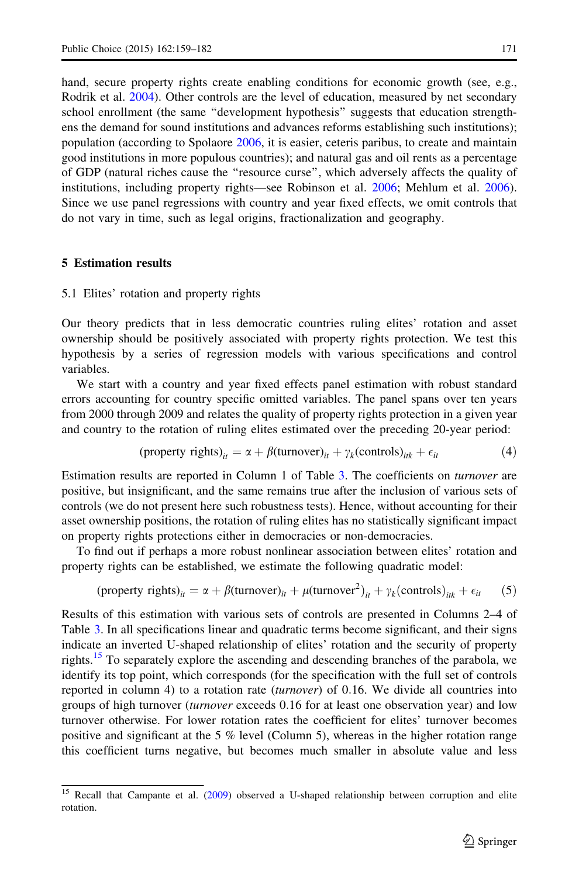hand, secure property rights create enabling conditions for economic growth (see, e.g., Rodrik et al. 2004). Other controls are the level of education, measured by net secondary school enrollment (the same "development hypothesis" suggests that education strengthens the demand for sound institutions and advances reforms establishing such institutions); population (according to Spolaore 2006, it is easier, ceteris paribus, to create and maintain good institutions in more populous countries); and natural gas and oil rents as a percentage of GDP (natural riches cause the "resource curse", which adversely affects the quality of institutions, including property rights—see Robinson et al. 2006; Mehlum et al. 2006). Since we use panel regressions with country and year fixed effects, we omit controls that do not vary in time, such as legal origins, fractionalization and geography.

## 5 Estimation results

### 5.1 Elites' rotation and property rights

Our theory predicts that in less democratic countries ruling elites' rotation and asset ownership should be positively associated with property rights protection. We test this hypothesis by a series of regression models with various specifications and control variables.

We start with a country and year fixed effects panel estimation with robust standard errors accounting for country specific omitted variables. The panel spans over ten years from 2000 through 2009 and relates the quality of property rights protection in a given year and country to the rotation of ruling elites estimated over the preceding 20-year period:

$$(\text{property rights})_{it} = \alpha + \beta(\text{turnover})_{it} + \gamma_k(\text{controls})_{itk} + \epsilon_{it} \tag{4}$$

Estimation results are reported in Column 1 of Table 3. The coefficients on *turnover* are positive, but insignificant, and the same remains true after the inclusion of various sets of controls (we do not present here such robustness tests). Hence, without accounting for their asset ownership positions, the rotation of ruling elites has no statistically significant impact on property rights protections either in democracies or non-democracies.

To find out if perhaps a more robust nonlinear association between elites' rotation and property rights can be established, we estimate the following quadratic model:

$$(\text{property rights})_{it} = \alpha + \beta(\text{turnover})_{it} + \mu(\text{turnover}^2)_{it} + \gamma_k(\text{controls})_{itk} + \epsilon_{it} \tag{5}$$

Results of this estimation with various sets of controls are presented in Columns 2–4 of Table 3. In all specifications linear and quadratic terms become significant, and their signs indicate an inverted U-shaped relationship of elites' rotation and the security of property rights.[15] To separately explore the ascending and descending branches of the parabola, we identify its top point, which corresponds (for the specification with the full set of controls reported in column 4) to a rotation rate (*turnover*) of 0.16. We divide all countries into groups of high turnover (*turnover* exceeds 0.16 for at least one observation year) and low turnover otherwise. For lower rotation rates the coefficient for elites' turnover becomes positive and significant at the 5 % level (Column 5), whereas in the higher rotation range this coefficient turns negative, but becomes much smaller in absolute value and less

[15] Recall that Campante et al. (2009) observed a U-shaped relationship between corruption and elite rotation.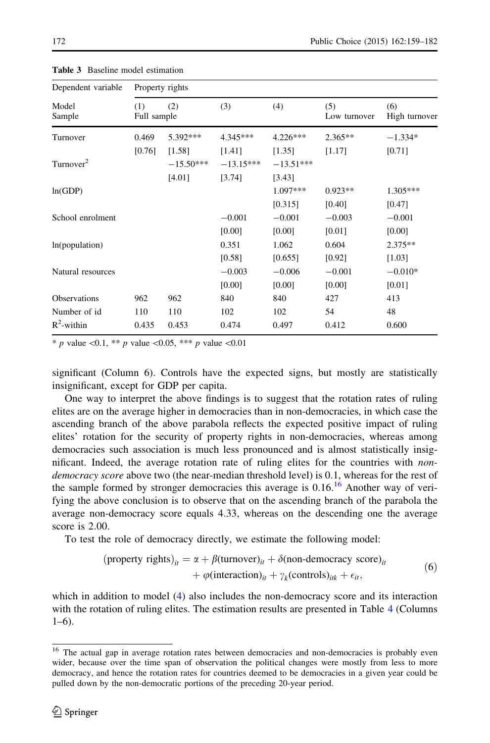**Table 3** Baseline model estimation

| Dependent variable | Property rights | | | | | |
|---|---|---|---|---|---|---|
| Model | (1) | (2) | (3) | (4) | (5) | (6) |
| Sample | Full sample | | | | Low turnover | High turnover |
| Turnover | 0.469 | 5.392*** | 4.345*** | 4.226*** | 2.365** | −1.334* |
| | [0.76] | [1.58] | [1.41] | [1.35] | [1.17] | [0.71] |
| Turnover$^2$ | | −15.50*** | −13.15*** | −13.51*** | | |
| | | [4.01] | [3.74] | [3.43] | | |
| ln(GDP) | | | | 1.097*** | 0.923** | 1.305*** |
| | | | | [0.315] | [0.40] | [0.47] |
| School enrolment | | | −0.001 | −0.001 | −0.003 | −0.001 |
| | | | [0.00] | [0.00] | [0.01] | [0.00] |
| ln(population) | | | 0.351 | 1.062 | 0.604 | 2.375** |
| | | | [0.58] | [0.655] | [0.92] | [1.03] |
| Natural resources | | | −0.003 | −0.006 | −0.001 | −0.010* |
| | | | [0.00] | [0.00] | [0.00] | [0.01] |
| Observations | 962 | 962 | 840 | 840 | 427 | 413 |
| Number of id | 110 | 110 | 102 | 102 | 54 | 48 |
| $R^2$-within | 0.435 | 0.453 | 0.474 | 0.497 | 0.412 | 0.600 |

\* $p$ value <0.1, \*\* $p$ value <0.05, \*\*\* $p$ value <0.01

significant (Column 6). Controls have the expected signs, but mostly are statistically insignificant, except for GDP per capita.

One way to interpret the above findings is to suggest that the rotation rates of ruling elites are on the average higher in democracies than in non-democracies, in which case the ascending branch of the above parabola reflects the expected positive impact of ruling elites' rotation for the security of property rights in non-democracies, whereas among democracies such association is much less pronounced and is almost statistically insignificant. Indeed, the average rotation rate of ruling elites for the countries with *non-democracy score* above two (the near-median threshold level) is 0.1, whereas for the rest of the sample formed by stronger democracies this average is 0.16.[16] Another way of verifying the above conclusion is to observe that on the ascending branch of the parabola the average non-democracy score equals 4.33, whereas on the descending one the average score is 2.00.

To test the role of democracy directly, we estimate the following model:

$$(\text{property rights})_{it} = \alpha + \beta(\text{turnover})_{it} + \delta(\text{non-democracy score})_{it} + \varphi(\text{interaction})_{it} + \gamma_k(\text{controls})_{itk} + \epsilon_{it}, \tag{6}$$

which in addition to model (4) also includes the non-democracy score and its interaction with the rotation of ruling elites. The estimation results are presented in Table 4 (Columns 1–6).

[16] The actual gap in average rotation rates between democracies and non-democracies is probably even wider, because over the time span of observation the political changes were mostly from less to more democracy, and hence the rotation rates for countries deemed to be democracies in a given year could be pulled down by the non-democratic portions of the preceding 20-year period.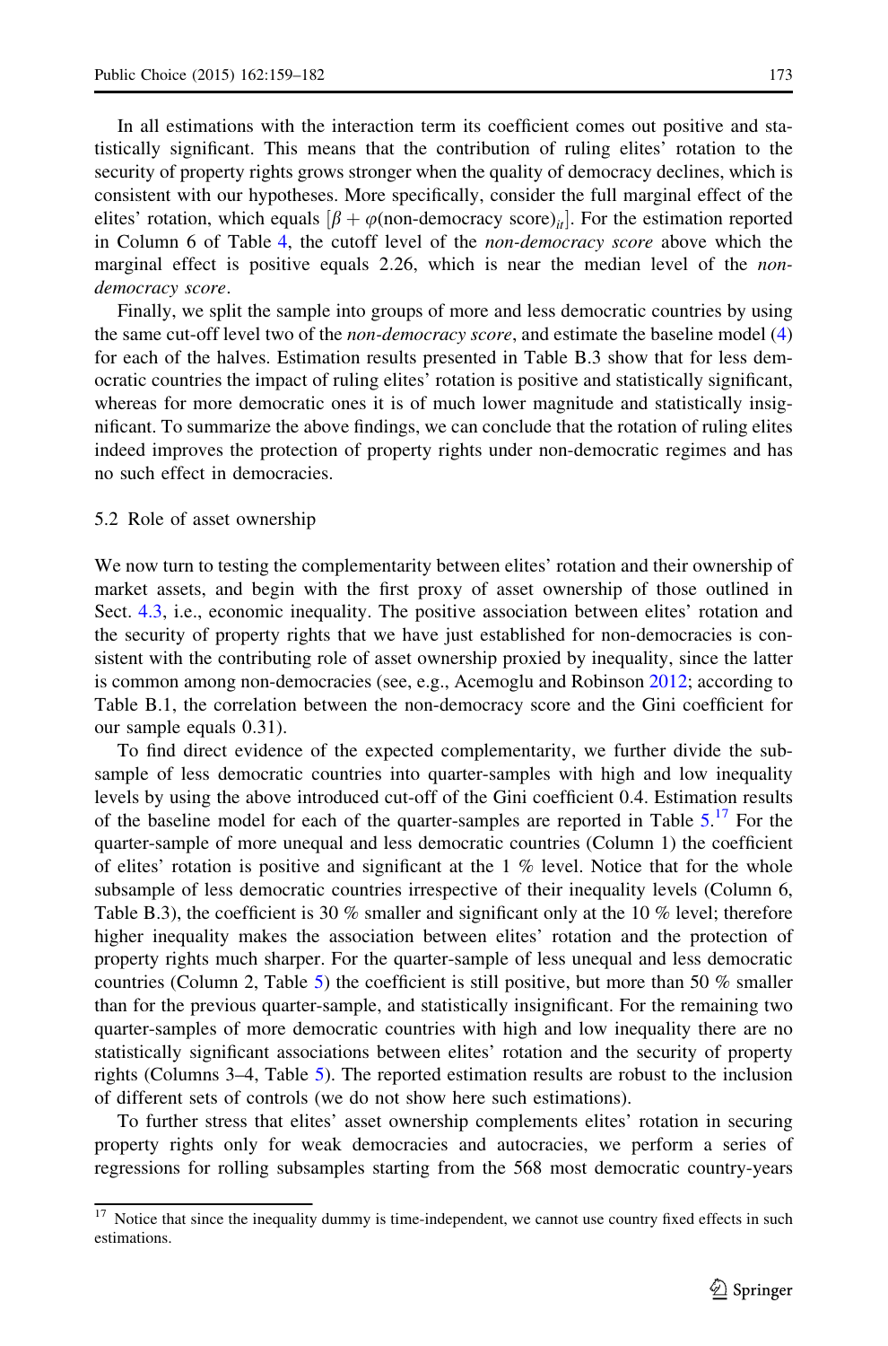In all estimations with the interaction term its coefficient comes out positive and statistically significant. This means that the contribution of ruling elites' rotation to the security of property rights grows stronger when the quality of democracy declines, which is consistent with our hypotheses. More specifically, consider the full marginal effect of the elites' rotation, which equals $[\beta + \varphi(\text{non-democracy score})_{it}]$. For the estimation reported in Column 6 of Table 4, the cutoff level of the *non-democracy score* above which the marginal effect is positive equals 2.26, which is near the median level of the *non-democracy score*.

Finally, we split the sample into groups of more and less democratic countries by using the same cut-off level two of the *non-democracy score*, and estimate the baseline model (4) for each of the halves. Estimation results presented in Table B.3 show that for less democratic countries the impact of ruling elites' rotation is positive and statistically significant, whereas for more democratic ones it is of much lower magnitude and statistically insignificant. To summarize the above findings, we can conclude that the rotation of ruling elites indeed improves the protection of property rights under non-democratic regimes and has no such effect in democracies.

### 5.2 Role of asset ownership

We now turn to testing the complementarity between elites' rotation and their ownership of market assets, and begin with the first proxy of asset ownership of those outlined in Sect. 4.3, i.e., economic inequality. The positive association between elites' rotation and the security of property rights that we have just established for non-democracies is consistent with the contributing role of asset ownership proxied by inequality, since the latter is common among non-democracies (see, e.g., Acemoglu and Robinson 2012; according to Table B.1, the correlation between the non-democracy score and the Gini coefficient for our sample equals 0.31).

To find direct evidence of the expected complementarity, we further divide the subsample of less democratic countries into quarter-samples with high and low inequality levels by using the above introduced cut-off of the Gini coefficient 0.4. Estimation results of the baseline model for each of the quarter-samples are reported in Table 5.[17] For the quarter-sample of more unequal and less democratic countries (Column 1) the coefficient of elites' rotation is positive and significant at the 1 % level. Notice that for the whole subsample of less democratic countries irrespective of their inequality levels (Column 6, Table B.3), the coefficient is 30 % smaller and significant only at the 10 % level; therefore higher inequality makes the association between elites' rotation and the protection of property rights much sharper. For the quarter-sample of less unequal and less democratic countries (Column 2, Table 5) the coefficient is still positive, but more than 50 % smaller than for the previous quarter-sample, and statistically insignificant. For the remaining two quarter-samples of more democratic countries with high and low inequality there are no statistically significant associations between elites' rotation and the security of property rights (Columns 3–4, Table 5). The reported estimation results are robust to the inclusion of different sets of controls (we do not show here such estimations).

To further stress that elites' asset ownership complements elites' rotation in securing property rights only for weak democracies and autocracies, we perform a series of regressions for rolling subsamples starting from the 568 most democratic country-years

[17] Notice that since the inequality dummy is time-independent, we cannot use country fixed effects in such estimations.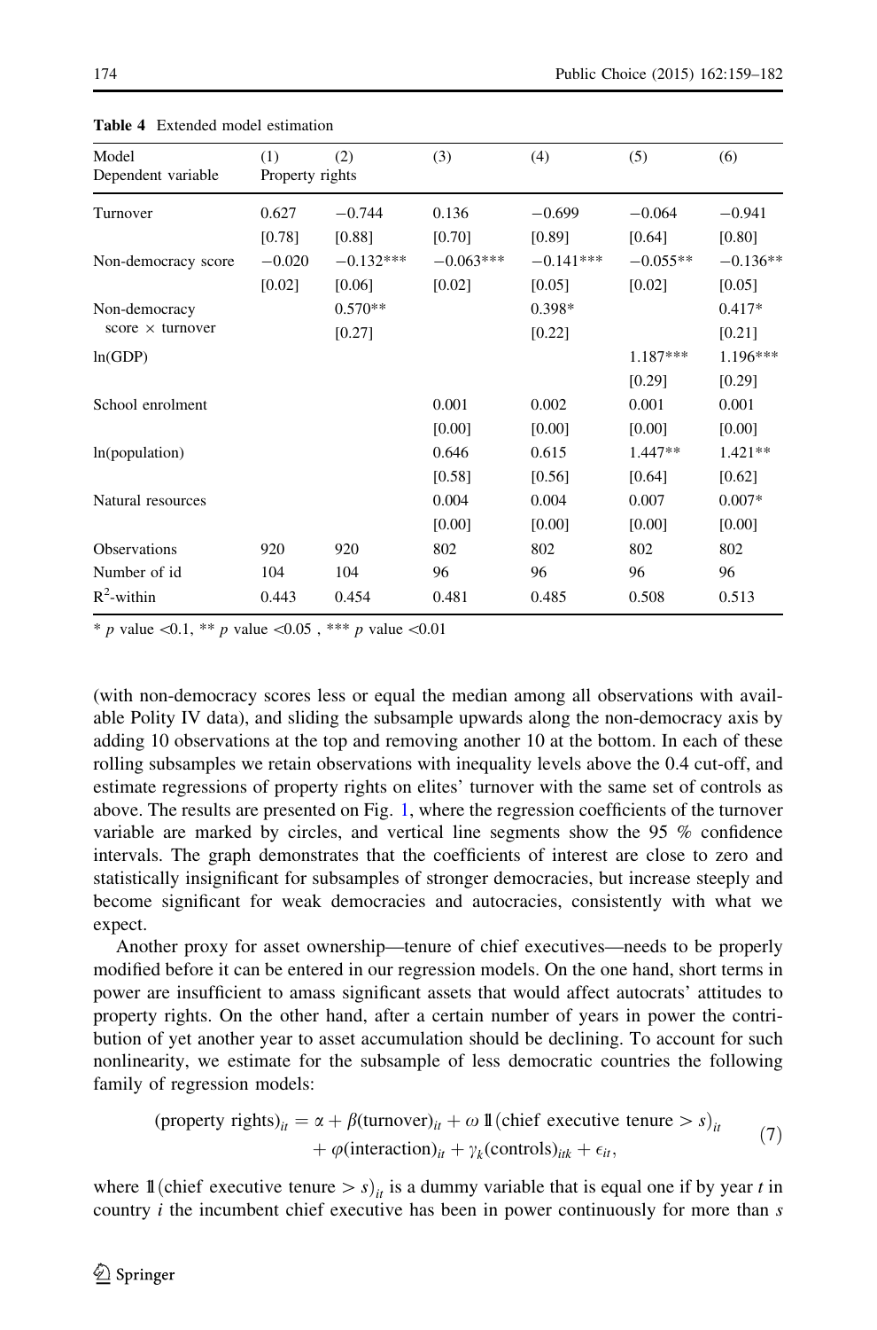**Table 4** Extended model estimation

| Model<br>Dependent variable | (1)<br>Property rights | (2) | (3) | (4) | (5) | (6) |
|---|---|---|---|---|---|---|
| Turnover | 0.627 | −0.744 | 0.136 | −0.699 | −0.064 | −0.941 |
| | [0.78] | [0.88] | [0.70] | [0.89] | [0.64] | [0.80] |
| Non-democracy score | −0.020 | −0.132*** | −0.063*** | −0.141*** | −0.055** | −0.136** |
| | [0.02] | [0.06] | [0.02] | [0.05] | [0.02] | [0.05] |
| Non-democracy score × turnover | | 0.570** | | 0.398* | | 0.417* |
| | | [0.27] | | [0.22] | | [0.21] |
| ln(GDP) | | | | | 1.187*** | 1.196*** |
| | | | | | [0.29] | [0.29] |
| School enrolment | | | 0.001 | 0.002 | 0.001 | 0.001 |
| | | | [0.00] | [0.00] | [0.00] | [0.00] |
| ln(population) | | | 0.646 | 0.615 | 1.447** | 1.421** |
| | | | [0.58] | [0.56] | [0.64] | [0.62] |
| Natural resources | | | 0.004 | 0.004 | 0.007 | 0.007* |
| | | | [0.00] | [0.00] | [0.00] | [0.00] |
| Observations | 920 | 920 | 802 | 802 | 802 | 802 |
| Number of id | 104 | 104 | 96 | 96 | 96 | 96 |
| $R^2$-within | 0.443 | 0.454 | 0.481 | 0.485 | 0.508 | 0.513 |

\* *p* value <0.1, \*\* *p* value <0.05 , \*\*\* *p* value <0.01

(with non-democracy scores less or equal the median among all observations with available Polity IV data), and sliding the subsample upwards along the non-democracy axis by adding 10 observations at the top and removing another 10 at the bottom. In each of these rolling subsamples we retain observations with inequality levels above the 0.4 cut-off, and estimate regressions of property rights on elites' turnover with the same set of controls as above. The results are presented on Fig. 1, where the regression coefficients of the turnover variable are marked by circles, and vertical line segments show the 95 % confidence intervals. The graph demonstrates that the coefficients of interest are close to zero and statistically insignificant for subsamples of stronger democracies, but increase steeply and become significant for weak democracies and autocracies, consistently with what we expect.

Another proxy for asset ownership—tenure of chief executives—needs to be properly modified before it can be entered in our regression models. On the one hand, short terms in power are insufficient to amass significant assets that would affect autocrats' attitudes to property rights. On the other hand, after a certain number of years in power the contribution of yet another year to asset accumulation should be declining. To account for such nonlinearity, we estimate for the subsample of less democratic countries the following family of regression models:

$$(\text{property rights})_{it} = \alpha + \beta(\text{turnover})_{it} + \omega\, \mathbb{1}(\text{chief executive tenure} > s)_{it} + \varphi(\text{interaction})_{it} + \gamma_k(\text{controls})_{itk} + \epsilon_{it}, \tag{7}$$

where $\mathbb{1}(\text{chief executive tenure} > s)_{it}$ is a dummy variable that is equal one if by year $t$ in country $i$ the incumbent chief executive has been in power continuously for more than $s$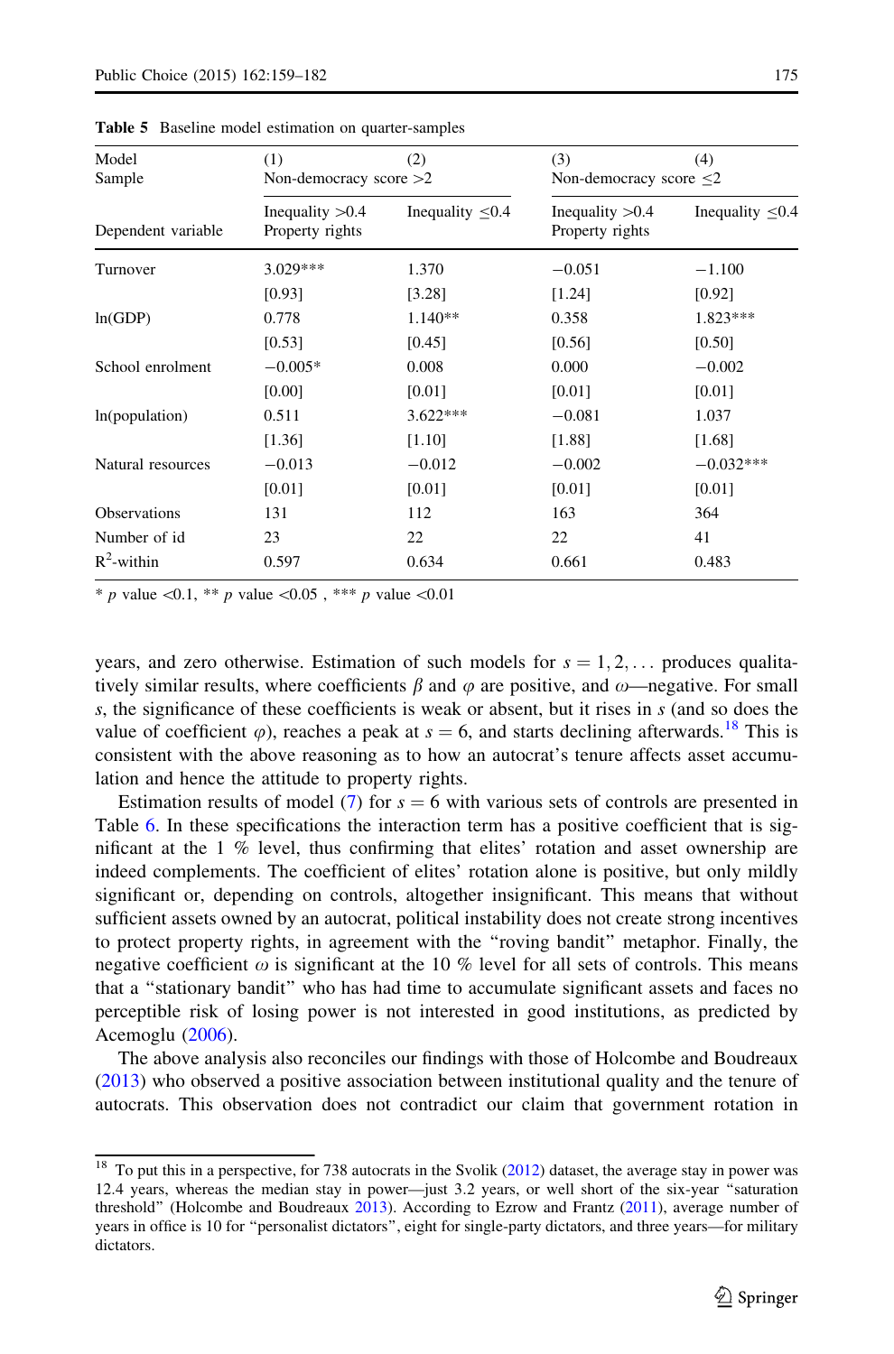**Table 5** Baseline model estimation on quarter-samples

| Model<br>Sample | (1)<br>Non-democracy score >2 | (2) | (3)<br>Non-democracy score ≤2 | (4) |
|---|---|---|---|---|
| Dependent variable | Inequality >0.4<br>Property rights | Inequality ≤0.4 | Inequality >0.4<br>Property rights | Inequality ≤0.4 |
| Turnover | 3.029*** | 1.370 | −0.051 | −1.100 |
| | [0.93] | [3.28] | [1.24] | [0.92] |
| ln(GDP) | 0.778 | 1.140** | 0.358 | 1.823*** |
| | [0.53] | [0.45] | [0.56] | [0.50] |
| School enrolment | −0.005* | 0.008 | 0.000 | −0.002 |
| | [0.00] | [0.01] | [0.01] | [0.01] |
| ln(population) | 0.511 | 3.622*** | −0.081 | 1.037 |
| | [1.36] | [1.10] | [1.88] | [1.68] |
| Natural resources | −0.013 | −0.012 | −0.002 | −0.032*** |
| | [0.01] | [0.01] | [0.01] | [0.01] |
| Observations | 131 | 112 | 163 | 364 |
| Number of id | 23 | 22 | 22 | 41 |
| $R^2$-within | 0.597 | 0.634 | 0.661 | 0.483 |

* $p$ value <0.1, ** $p$ value <0.05 , *** $p$ value <0.01

years, and zero otherwise. Estimation of such models for $s = 1, 2, \ldots$ produces qualitatively similar results, where coefficients $\beta$ and $\varphi$ are positive, and $\omega$—negative. For small $s$, the significance of these coefficients is weak or absent, but it rises in $s$ (and so does the value of coefficient $\varphi$), reaches a peak at $s = 6$, and starts declining afterwards.[18] This is consistent with the above reasoning as to how an autocrat's tenure affects asset accumulation and hence the attitude to property rights.

Estimation results of model (7) for $s = 6$ with various sets of controls are presented in Table 6. In these specifications the interaction term has a positive coefficient that is significant at the 1 % level, thus confirming that elites' rotation and asset ownership are indeed complements. The coefficient of elites' rotation alone is positive, but only mildly significant or, depending on controls, altogether insignificant. This means that without sufficient assets owned by an autocrat, political instability does not create strong incentives to protect property rights, in agreement with the "roving bandit" metaphor. Finally, the negative coefficient $\omega$ is significant at the 10 % level for all sets of controls. This means that a "stationary bandit" who has had time to accumulate significant assets and faces no perceptible risk of losing power is not interested in good institutions, as predicted by Acemoglu (2006).

The above analysis also reconciles our findings with those of Holcombe and Boudreaux (2013) who observed a positive association between institutional quality and the tenure of autocrats. This observation does not contradict our claim that government rotation in

[18] To put this in a perspective, for 738 autocrats in the Svolik (2012) dataset, the average stay in power was 12.4 years, whereas the median stay in power—just 3.2 years, or well short of the six-year "saturation threshold" (Holcombe and Boudreaux 2013). According to Ezrow and Frantz (2011), average number of years in office is 10 for "personalist dictators", eight for single-party dictators, and three years—for military dictators.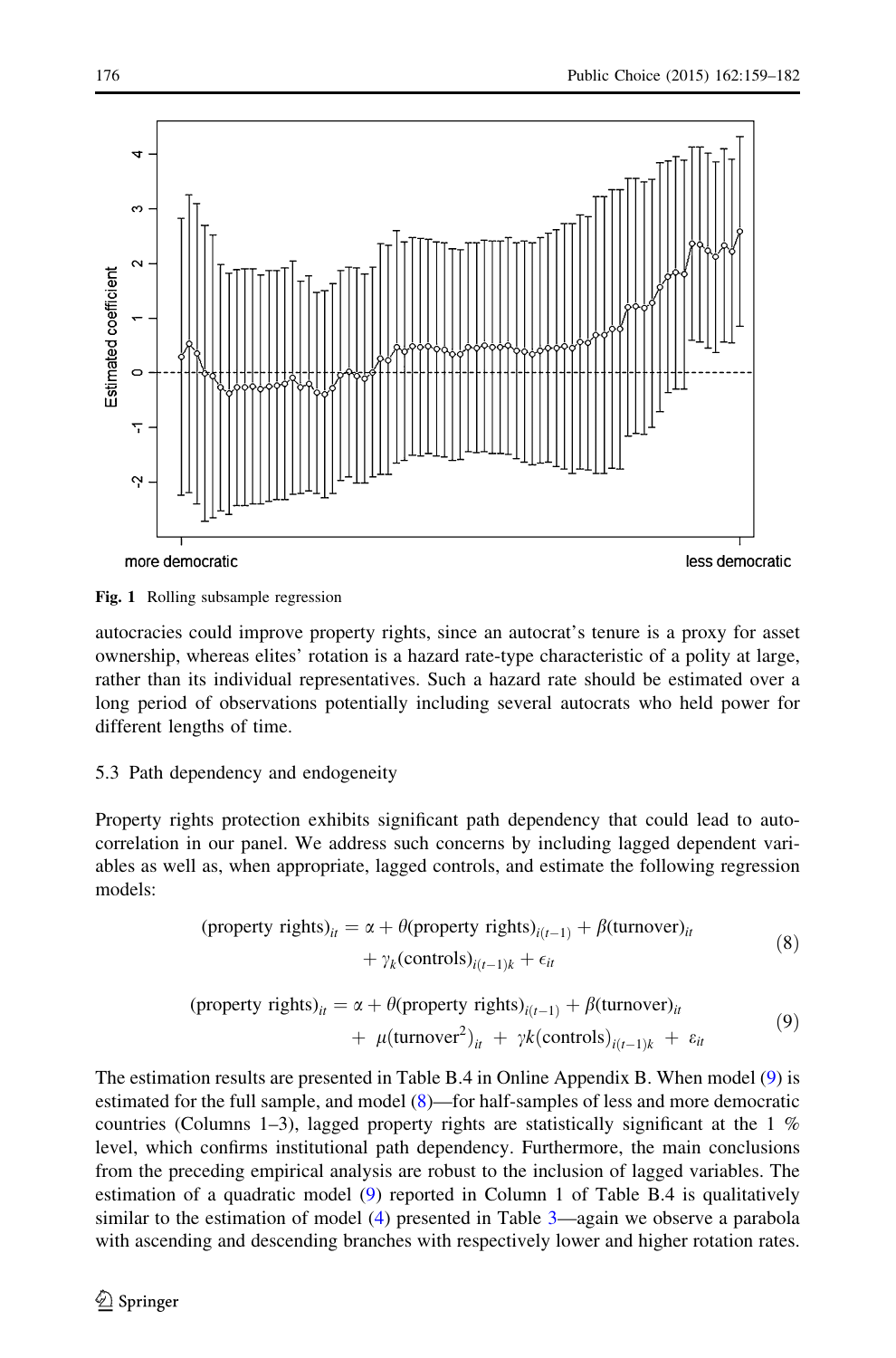**Fig. 1** Rolling subsample regression

autocracies could improve property rights, since an autocrat's tenure is a proxy for asset ownership, whereas elites' rotation is a hazard rate-type characteristic of a polity at large, rather than its individual representatives. Such a hazard rate should be estimated over a long period of observations potentially including several autocrats who held power for different lengths of time.

### 5.3 Path dependency and endogeneity

Property rights protection exhibits significant path dependency that could lead to autocorrelation in our panel. We address such concerns by including lagged dependent variables as well as, when appropriate, lagged controls, and estimate the following regression models:

$$(\text{property rights})_{it} = \alpha + \theta(\text{property rights})_{i(t-1)} + \beta(\text{turnover})_{it} + \gamma_k(\text{controls})_{i(t-1)k} + \epsilon_{it} \tag{8}$$

$$(\text{property rights})_{it} = \alpha + \theta(\text{property rights})_{i(t-1)} + \beta(\text{turnover})_{it} + \mu(\text{turnover}^2)_{it} + \gamma k(\text{controls})_{i(t-1)k} + \varepsilon_{it} \tag{9}$$

The estimation results are presented in Table B.4 in Online Appendix B. When model (9) is estimated for the full sample, and model (8)—for half-samples of less and more democratic countries (Columns 1–3), lagged property rights are statistically significant at the 1 % level, which confirms institutional path dependency. Furthermore, the main conclusions from the preceding empirical analysis are robust to the inclusion of lagged variables. The estimation of a quadratic model (9) reported in Column 1 of Table B.4 is qualitatively similar to the estimation of model (4) presented in Table 3—again we observe a parabola with ascending and descending branches with respectively lower and higher rotation rates.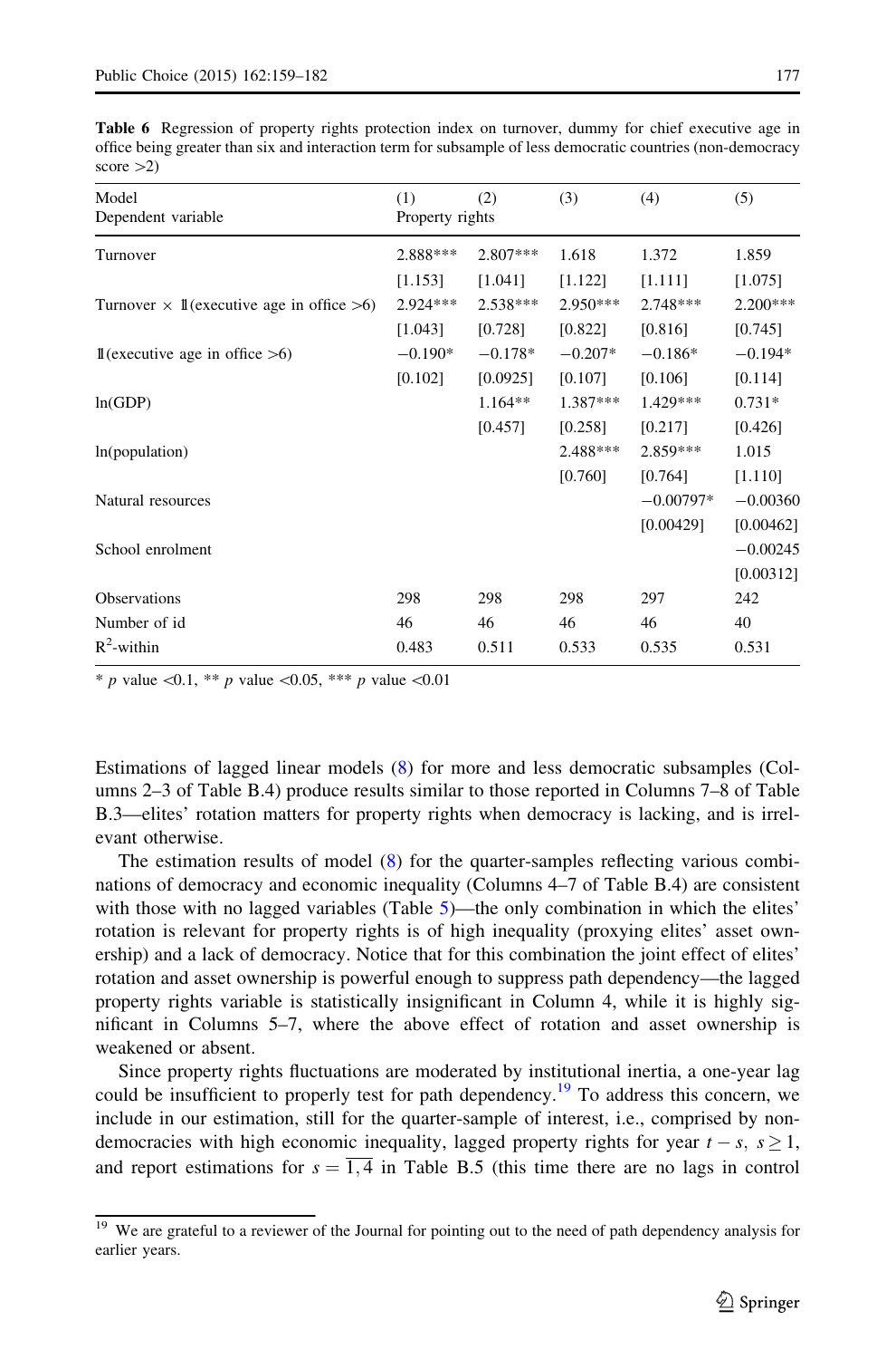**Table 6** Regression of property rights protection index on turnover, dummy for chief executive age in office being greater than six and interaction term for subsample of less democratic countries (non-democracy score >2)

| Model<br>Dependent variable | (1)<br>Property rights | (2) | (3) | (4) | (5) |
|---|---|---|---|---|---|
| Turnover | 2.888*** | 2.807*** | 1.618 | 1.372 | 1.859 |
| | [1.153] | [1.041] | [1.122] | [1.111] | [1.075] |
| Turnover × 𝟙(executive age in office >6) | 2.924*** | 2.538*** | 2.950*** | 2.748*** | 2.200*** |
| | [1.043] | [0.728] | [0.822] | [0.816] | [0.745] |
| 𝟙(executive age in office >6) | −0.190* | −0.178* | −0.207* | −0.186* | −0.194* |
| | [0.102] | [0.0925] | [0.107] | [0.106] | [0.114] |
| ln(GDP) | | 1.164** | 1.387*** | 1.429*** | 0.731* |
| | | [0.457] | [0.258] | [0.217] | [0.426] |
| ln(population) | | | 2.488*** | 2.859*** | 1.015 |
| | | | [0.760] | [0.764] | [1.110] |
| Natural resources | | | | −0.00797* | −0.00360 |
| | | | | [0.00429] | [0.00462] |
| School enrolment | | | | | −0.00245 |
| | | | | | [0.00312] |
| Observations | 298 | 298 | 298 | 297 | 242 |
| Number of id | 46 | 46 | 46 | 46 | 40 |
| $R^2$-within | 0.483 | 0.511 | 0.533 | 0.535 | 0.531 |

* *p* value <0.1, ** *p* value <0.05, *** *p* value <0.01

Estimations of lagged linear models (8) for more and less democratic subsamples (Columns 2–3 of Table B.4) produce results similar to those reported in Columns 7–8 of Table B.3—elites' rotation matters for property rights when democracy is lacking, and is irrelevant otherwise.

The estimation results of model (8) for the quarter-samples reflecting various combinations of democracy and economic inequality (Columns 4–7 of Table B.4) are consistent with those with no lagged variables (Table 5)—the only combination in which the elites' rotation is relevant for property rights is of high inequality (proxying elites' asset ownership) and a lack of democracy. Notice that for this combination the joint effect of elites' rotation and asset ownership is powerful enough to suppress path dependency—the lagged property rights variable is statistically insignificant in Column 4, while it is highly significant in Columns 5–7, where the above effect of rotation and asset ownership is weakened or absent.

Since property rights fluctuations are moderated by institutional inertia, a one-year lag could be insufficient to properly test for path dependency.[19] To address this concern, we include in our estimation, still for the quarter-sample of interest, i.e., comprised by non-democracies with high economic inequality, lagged property rights for year $t-s,\ s \geq 1$, and report estimations for $s = \overline{1,4}$ in Table B.5 (this time there are no lags in control

[19] We are grateful to a reviewer of the Journal for pointing out to the need of path dependency analysis for earlier years.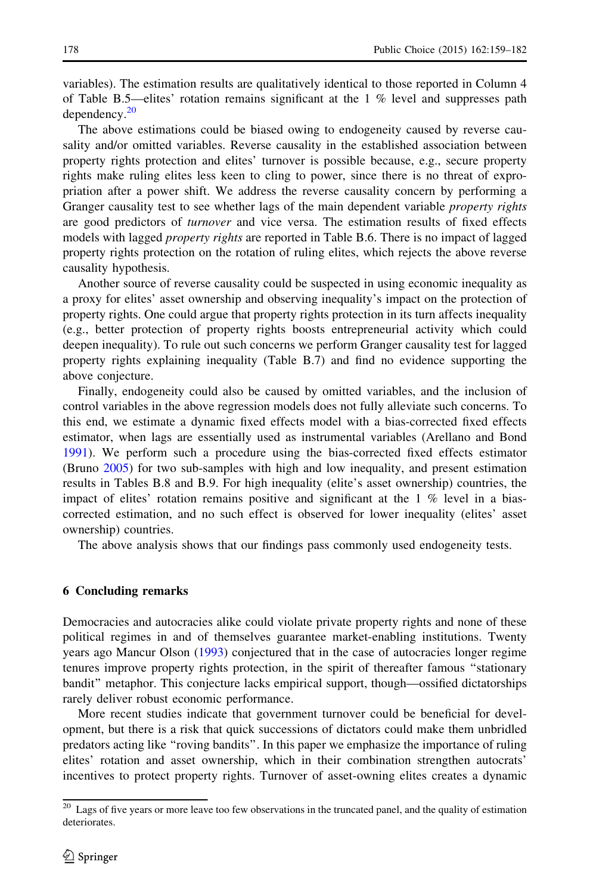variables). The estimation results are qualitatively identical to those reported in Column 4 of Table B.5—elites' rotation remains significant at the 1 % level and suppresses path dependency.[20]

The above estimations could be biased owing to endogeneity caused by reverse causality and/or omitted variables. Reverse causality in the established association between property rights protection and elites' turnover is possible because, e.g., secure property rights make ruling elites less keen to cling to power, since there is no threat of expropriation after a power shift. We address the reverse causality concern by performing a Granger causality test to see whether lags of the main dependent variable *property rights* are good predictors of *turnover* and vice versa. The estimation results of fixed effects models with lagged *property rights* are reported in Table B.6. There is no impact of lagged property rights protection on the rotation of ruling elites, which rejects the above reverse causality hypothesis.

Another source of reverse causality could be suspected in using economic inequality as a proxy for elites' asset ownership and observing inequality's impact on the protection of property rights. One could argue that property rights protection in its turn affects inequality (e.g., better protection of property rights boosts entrepreneurial activity which could deepen inequality). To rule out such concerns we perform Granger causality test for lagged property rights explaining inequality (Table B.7) and find no evidence supporting the above conjecture.

Finally, endogeneity could also be caused by omitted variables, and the inclusion of control variables in the above regression models does not fully alleviate such concerns. To this end, we estimate a dynamic fixed effects model with a bias-corrected fixed effects estimator, when lags are essentially used as instrumental variables (Arellano and Bond 1991). We perform such a procedure using the bias-corrected fixed effects estimator (Bruno 2005) for two sub-samples with high and low inequality, and present estimation results in Tables B.8 and B.9. For high inequality (elite's asset ownership) countries, the impact of elites' rotation remains positive and significant at the 1 % level in a bias-corrected estimation, and no such effect is observed for lower inequality (elites' asset ownership) countries.

The above analysis shows that our findings pass commonly used endogeneity tests.

## 6 Concluding remarks

Democracies and autocracies alike could violate private property rights and none of these political regimes in and of themselves guarantee market-enabling institutions. Twenty years ago Mancur Olson (1993) conjectured that in the case of autocracies longer regime tenures improve property rights protection, in the spirit of thereafter famous "stationary bandit" metaphor. This conjecture lacks empirical support, though—ossified dictatorships rarely deliver robust economic performance.

More recent studies indicate that government turnover could be beneficial for development, but there is a risk that quick successions of dictators could make them unbridled predators acting like "roving bandits". In this paper we emphasize the importance of ruling elites' rotation and asset ownership, which in their combination strengthen autocrats' incentives to protect property rights. Turnover of asset-owning elites creates a dynamic

[20] Lags of five years or more leave too few observations in the truncated panel, and the quality of estimation deteriorates.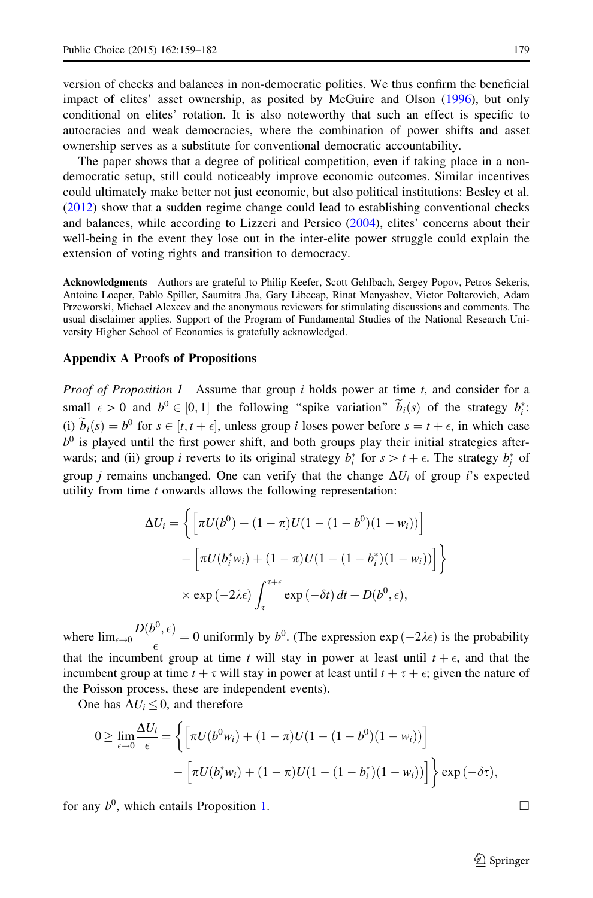version of checks and balances in non-democratic polities. We thus confirm the beneficial impact of elites' asset ownership, as posited by McGuire and Olson (1996), but only conditional on elites' rotation. It is also noteworthy that such an effect is specific to autocracies and weak democracies, where the combination of power shifts and asset ownership serves as a substitute for conventional democratic accountability.

The paper shows that a degree of political competition, even if taking place in a non-democratic setup, still could noticeably improve economic outcomes. Similar incentives could ultimately make better not just economic, but also political institutions: Besley et al. (2012) show that a sudden regime change could lead to establishing conventional checks and balances, while according to Lizzeri and Persico (2004), elites' concerns about their well-being in the event they lose out in the inter-elite power struggle could explain the extension of voting rights and transition to democracy.

**Acknowledgments** Authors are grateful to Philip Keefer, Scott Gehlbach, Sergey Popov, Petros Sekeris, Antoine Loeper, Pablo Spiller, Saumitra Jha, Gary Libecap, Rinat Menyashev, Victor Polterovich, Adam Przeworski, Michael Alexeev and the anonymous reviewers for stimulating discussions and comments. The usual disclaimer applies. Support of the Program of Fundamental Studies of the National Research University Higher School of Economics is gratefully acknowledged.

## Appendix A Proofs of Propositions

*Proof of Proposition 1* Assume that group $i$ holds power at time $t$, and consider for a small $\epsilon > 0$ and $b^0 \in [0, 1]$ the following "spike variation" $\widetilde{b}_i(s)$ of the strategy $b_i^*$: (i) $\widetilde{b}_i(s) = b^0$ for $s \in [t, t + \epsilon]$, unless group $i$ loses power before $s = t + \epsilon$, in which case $b^0$ is played until the first power shift, and both groups play their initial strategies afterwards; and (ii) group $i$ reverts to its original strategy $b_i^*$ for $s > t + \epsilon$. The strategy $b_j^*$ of group $j$ remains unchanged. One can verify that the change $\Delta U_i$ of group $i$'s expected utility from time $t$ onwards allows the following representation:

$$\Delta U_i = \left\{ \left[ \pi U(b^0) + (1 - \pi) U(1 - (1 - b^0)(1 - w_i)) \right] - \left[ \pi U(b_i^* w_i) + (1 - \pi) U(1 - (1 - b_i^*)(1 - w_i)) \right] \right\} \times \exp(-2\lambda\epsilon) \int_{\tau}^{\tau+\epsilon} \exp(-\delta t)\, dt + D(b^0, \epsilon),$$

where $\lim_{\epsilon \to 0} \dfrac{D(b^0, \epsilon)}{\epsilon} = 0$ uniformly by $b^0$. (The expression $\exp(-2\lambda\epsilon)$ is the probability that the incumbent group at time $t$ will stay in power at least until $t + \epsilon$, and that the incumbent group at time $t + \tau$ will stay in power at least until $t + \tau + \epsilon$; given the nature of the Poisson process, these are independent events).

One has $\Delta U_i \leq 0$, and therefore

$$0 \geq \lim_{\epsilon \to 0} \frac{\Delta U_i}{\epsilon} = \left\{ \left[ \pi U(b^0 w_i) + (1 - \pi) U(1 - (1 - b^0)(1 - w_i)) \right] - \left[ \pi U(b_i^* w_i) + (1 - \pi) U(1 - (1 - b_i^*)(1 - w_i)) \right] \right\} \exp(-\delta\tau),$$

for any $b^0$, which entails Proposition 1. □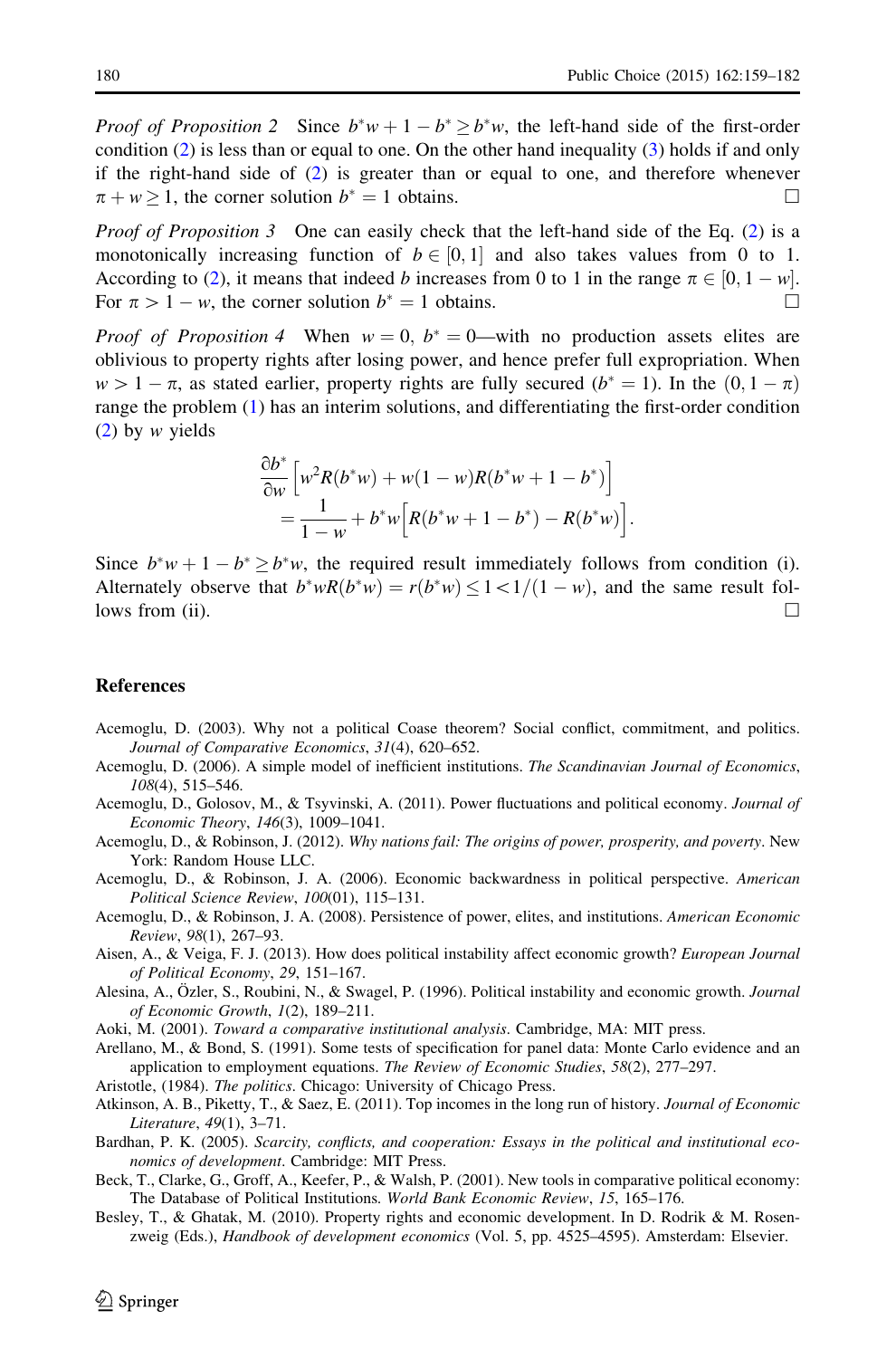*Proof of Proposition 2* Since $b^*w + 1 - b^* \geq b^*w$, the left-hand side of the first-order condition (2) is less than or equal to one. On the other hand inequality (3) holds if and only if the right-hand side of (2) is greater than or equal to one, and therefore whenever $\pi + w \geq 1$, the corner solution $b^* = 1$ obtains. □

*Proof of Proposition 3* One can easily check that the left-hand side of the Eq. (2) is a monotonically increasing function of $b \in [0, 1]$ and also takes values from 0 to 1. According to (2), it means that indeed $b$ increases from 0 to 1 in the range $\pi \in [0, 1 - w]$. For $\pi > 1 - w$, the corner solution $b^* = 1$ obtains. □

*Proof of Proposition 4* When $w = 0$, $b^* = 0$—with no production assets elites are oblivious to property rights after losing power, and hence prefer full expropriation. When $w > 1 - \pi$, as stated earlier, property rights are fully secured ($b^* = 1$). In the $(0, 1 - \pi)$ range the problem (1) has an interim solutions, and differentiating the first-order condition (2) by $w$ yields

$$\frac{\partial b^*}{\partial w}\Big[w^2 R(b^*w) + w(1-w)R(b^*w + 1 - b^*)\Big] \\ = \frac{1}{1-w} + b^*w\Big[R(b^*w + 1 - b^*) - R(b^*w)\Big].$$

Since $b^*w + 1 - b^* \geq b^*w$, the required result immediately follows from condition (i). Alternately observe that $b^*wR(b^*w) = r(b^*w) \leq 1 < 1/(1-w)$, and the same result follows from (ii). □

## References

Acemoglu, D. (2003). Why not a political Coase theorem? Social conflict, commitment, and politics. *Journal of Comparative Economics*, *31*(4), 620–652.

Acemoglu, D. (2006). A simple model of inefficient institutions. *The Scandinavian Journal of Economics*, *108*(4), 515–546.

Acemoglu, D., Golosov, M., & Tsyvinski, A. (2011). Power fluctuations and political economy. *Journal of Economic Theory*, *146*(3), 1009–1041.

Acemoglu, D., & Robinson, J. (2012). *Why nations fail: The origins of power, prosperity, and poverty*. New York: Random House LLC.

Acemoglu, D., & Robinson, J. A. (2006). Economic backwardness in political perspective. *American Political Science Review*, *100*(01), 115–131.

Acemoglu, D., & Robinson, J. A. (2008). Persistence of power, elites, and institutions. *American Economic Review*, *98*(1), 267–93.

Aisen, A., & Veiga, F. J. (2013). How does political instability affect economic growth? *European Journal of Political Economy*, *29*, 151–167.

Alesina, A., Özler, S., Roubini, N., & Swagel, P. (1996). Political instability and economic growth. *Journal of Economic Growth*, *1*(2), 189–211.

Aoki, M. (2001). *Toward a comparative institutional analysis*. Cambridge, MA: MIT press.

Arellano, M., & Bond, S. (1991). Some tests of specification for panel data: Monte Carlo evidence and an application to employment equations. *The Review of Economic Studies*, *58*(2), 277–297.

Aristotle, (1984). *The politics*. Chicago: University of Chicago Press.

Atkinson, A. B., Piketty, T., & Saez, E. (2011). Top incomes in the long run of history. *Journal of Economic Literature*, *49*(1), 3–71.

Bardhan, P. K. (2005). *Scarcity, conflicts, and cooperation: Essays in the political and institutional economics of development*. Cambridge: MIT Press.

Beck, T., Clarke, G., Groff, A., Keefer, P., & Walsh, P. (2001). New tools in comparative political economy: The Database of Political Institutions. *World Bank Economic Review*, *15*, 165–176.

Besley, T., & Ghatak, M. (2010). Property rights and economic development. In D. Rodrik & M. Rosenzweig (Eds.), *Handbook of development economics* (Vol. 5, pp. 4525–4595). Amsterdam: Elsevier.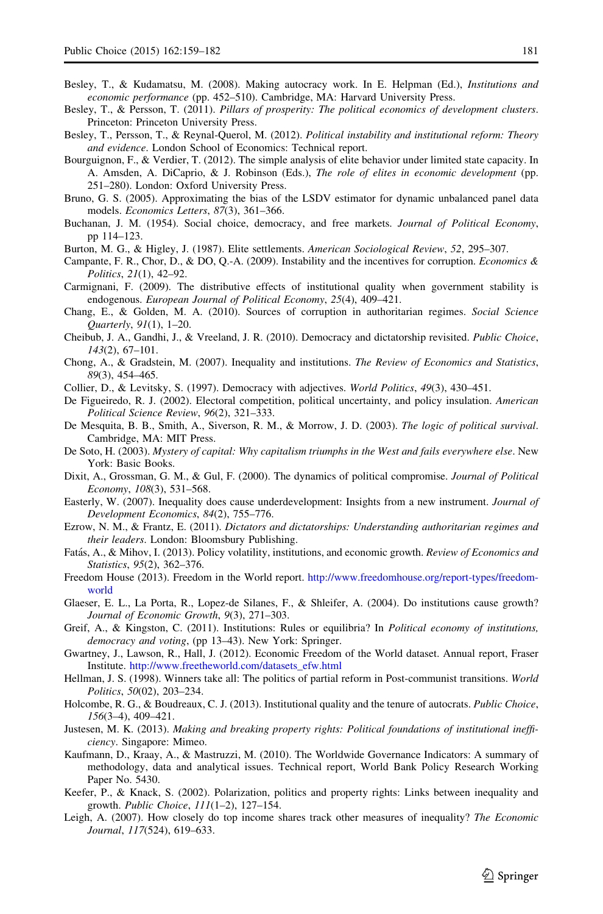Besley, T., & Kudamatsu, M. (2008). Making autocracy work. In E. Helpman (Ed.), *Institutions and economic performance* (pp. 452–510). Cambridge, MA: Harvard University Press.

Besley, T., & Persson, T. (2011). *Pillars of prosperity: The political economics of development clusters*. Princeton: Princeton University Press.

Besley, T., Persson, T., & Reynal-Querol, M. (2012). *Political instability and institutional reform: Theory and evidence*. London School of Economics: Technical report.

Bourguignon, F., & Verdier, T. (2012). The simple analysis of elite behavior under limited state capacity. In A. Amsden, A. DiCaprio, & J. Robinson (Eds.), *The role of elites in economic development* (pp. 251–280). London: Oxford University Press.

Bruno, G. S. (2005). Approximating the bias of the LSDV estimator for dynamic unbalanced panel data models. *Economics Letters*, *87*(3), 361–366.

Buchanan, J. M. (1954). Social choice, democracy, and free markets. *Journal of Political Economy*, pp 114–123.

Burton, M. G., & Higley, J. (1987). Elite settlements. *American Sociological Review*, *52*, 295–307.

Campante, F. R., Chor, D., & DO, Q.-A. (2009). Instability and the incentives for corruption. *Economics & Politics*, *21*(1), 42–92.

Carmignani, F. (2009). The distributive effects of institutional quality when government stability is endogenous. *European Journal of Political Economy*, *25*(4), 409–421.

Chang, E., & Golden, M. A. (2010). Sources of corruption in authoritarian regimes. *Social Science Quarterly*, *91*(1), 1–20.

Cheibub, J. A., Gandhi, J., & Vreeland, J. R. (2010). Democracy and dictatorship revisited. *Public Choice*, *143*(2), 67–101.

Chong, A., & Gradstein, M. (2007). Inequality and institutions. *The Review of Economics and Statistics*, *89*(3), 454–465.

Collier, D., & Levitsky, S. (1997). Democracy with adjectives. *World Politics*, *49*(3), 430–451.

De Figueiredo, R. J. (2002). Electoral competition, political uncertainty, and policy insulation. *American Political Science Review*, *96*(2), 321–333.

De Mesquita, B. B., Smith, A., Siverson, R. M., & Morrow, J. D. (2003). *The logic of political survival*. Cambridge, MA: MIT Press.

De Soto, H. (2003). *Mystery of capital: Why capitalism triumphs in the West and fails everywhere else*. New York: Basic Books.

Dixit, A., Grossman, G. M., & Gul, F. (2000). The dynamics of political compromise. *Journal of Political Economy*, *108*(3), 531–568.

Easterly, W. (2007). Inequality does cause underdevelopment: Insights from a new instrument. *Journal of Development Economics*, *84*(2), 755–776.

Ezrow, N. M., & Frantz, E. (2011). *Dictators and dictatorships: Understanding authoritarian regimes and their leaders*. London: Bloomsbury Publishing.

Fatás, A., & Mihov, I. (2013). Policy volatility, institutions, and economic growth. *Review of Economics and Statistics*, *95*(2), 362–376.

Freedom House (2013). Freedom in the World report. http://www.freedomhouse.org/report-types/freedom-world

Glaeser, E. L., La Porta, R., Lopez-de Silanes, F., & Shleifer, A. (2004). Do institutions cause growth? *Journal of Economic Growth*, *9*(3), 271–303.

Greif, A., & Kingston, C. (2011). Institutions: Rules or equilibria? In *Political economy of institutions, democracy and voting*, (pp 13–43). New York: Springer.

Gwartney, J., Lawson, R., Hall, J. (2012). Economic Freedom of the World dataset. Annual report, Fraser Institute. http://www.freetheworld.com/datasets_efw.html

Hellman, J. S. (1998). Winners take all: The politics of partial reform in Post-communist transitions. *World Politics*, *50*(02), 203–234.

Holcombe, R. G., & Boudreaux, C. J. (2013). Institutional quality and the tenure of autocrats. *Public Choice*, *156*(3–4), 409–421.

Justesen, M. K. (2013). *Making and breaking property rights: Political foundations of institutional inefficiency*. Singapore: Mimeo.

Kaufmann, D., Kraay, A., & Mastruzzi, M. (2010). The Worldwide Governance Indicators: A summary of methodology, data and analytical issues. Technical report, World Bank Policy Research Working Paper No. 5430.

Keefer, P., & Knack, S. (2002). Polarization, politics and property rights: Links between inequality and growth. *Public Choice*, *111*(1–2), 127–154.

Leigh, A. (2007). How closely do top income shares track other measures of inequality? *The Economic Journal*, *117*(524), 619–633.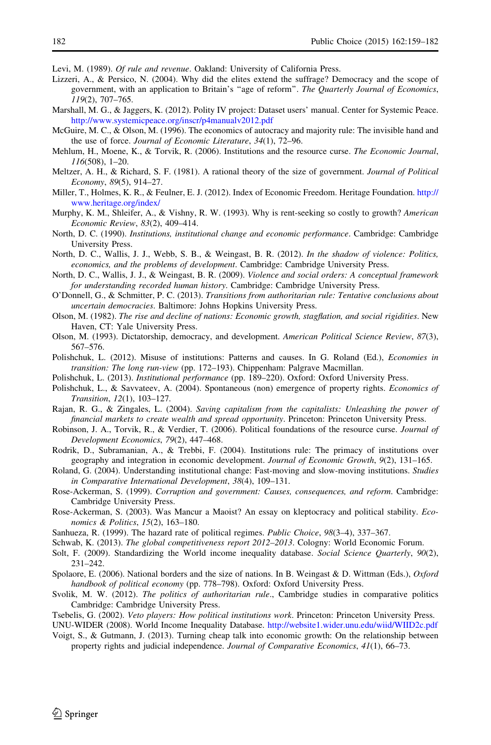Levi, M. (1989). *Of rule and revenue*. Oakland: University of California Press.

Lizzeri, A., & Persico, N. (2004). Why did the elites extend the suffrage? Democracy and the scope of government, with an application to Britain's "age of reform". *The Quarterly Journal of Economics*, *119*(2), 707–765.

Marshall, M. G., & Jaggers, K. (2012). Polity IV project: Dataset users' manual. Center for Systemic Peace. http://www.systemicpeace.org/inscr/p4manualv2012.pdf

McGuire, M. C., & Olson, M. (1996). The economics of autocracy and majority rule: The invisible hand and the use of force. *Journal of Economic Literature*, *34*(1), 72–96.

Mehlum, H., Moene, K., & Torvik, R. (2006). Institutions and the resource curse. *The Economic Journal*, *116*(508), 1–20.

Meltzer, A. H., & Richard, S. F. (1981). A rational theory of the size of government. *Journal of Political Economy*, *89*(5), 914–27.

Miller, T., Holmes, K. R., & Feulner, E. J. (2012). Index of Economic Freedom. Heritage Foundation. http://www.heritage.org/index/

Murphy, K. M., Shleifer, A., & Vishny, R. W. (1993). Why is rent-seeking so costly to growth? *American Economic Review*, *83*(2), 409–414.

North, D. C. (1990). *Institutions, institutional change and economic performance*. Cambridge: Cambridge University Press.

North, D. C., Wallis, J. J., Webb, S. B., & Weingast, B. R. (2012). *In the shadow of violence: Politics, economics, and the problems of development*. Cambridge: Cambridge University Press.

North, D. C., Wallis, J. J., & Weingast, B. R. (2009). *Violence and social orders: A conceptual framework for understanding recorded human history*. Cambridge: Cambridge University Press.

O'Donnell, G., & Schmitter, P. C. (2013). *Transitions from authoritarian rule: Tentative conclusions about uncertain democracies*. Baltimore: Johns Hopkins University Press.

Olson, M. (1982). *The rise and decline of nations: Economic growth, stagflation, and social rigidities*. New Haven, CT: Yale University Press.

Olson, M. (1993). Dictatorship, democracy, and development. *American Political Science Review*, *87*(3), 567–576.

Polishchuk, L. (2012). Misuse of institutions: Patterns and causes. In G. Roland (Ed.), *Economies in transition: The long run-view* (pp. 172–193). Chippenham: Palgrave Macmillan.

Polishchuk, L. (2013). *Institutional performance* (pp. 189–220). Oxford: Oxford University Press.

Polishchuk, L., & Savvateev, A. (2004). Spontaneous (non) emergence of property rights. *Economics of Transition*, *12*(1), 103–127.

Rajan, R. G., & Zingales, L. (2004). *Saving capitalism from the capitalists: Unleashing the power of financial markets to create wealth and spread opportunity*. Princeton: Princeton University Press.

Robinson, J. A., Torvik, R., & Verdier, T. (2006). Political foundations of the resource curse. *Journal of Development Economics*, *79*(2), 447–468.

Rodrik, D., Subramanian, A., & Trebbi, F. (2004). Institutions rule: The primacy of institutions over geography and integration in economic development. *Journal of Economic Growth*, *9*(2), 131–165.

Roland, G. (2004). Understanding institutional change: Fast-moving and slow-moving institutions. *Studies in Comparative International Development*, *38*(4), 109–131.

Rose-Ackerman, S. (1999). *Corruption and government: Causes, consequences, and reform*. Cambridge: Cambridge University Press.

Rose-Ackerman, S. (2003). Was Mancur a Maoist? An essay on kleptocracy and political stability. *Economics & Politics*, *15*(2), 163–180.

Sanhueza, R. (1999). The hazard rate of political regimes. *Public Choice*, *98*(3–4), 337–367.

Schwab, K. (2013). *The global competitiveness report 2012–2013*. Cologny: World Economic Forum.

Solt, F. (2009). Standardizing the World income inequality database. *Social Science Quarterly*, *90*(2), 231–242.

Spolaore, E. (2006). National borders and the size of nations. In B. Weingast & D. Wittman (Eds.), *Oxford handbook of political economy* (pp. 778–798). Oxford: Oxford University Press.

Svolik, M. W. (2012). *The politics of authoritarian rule*., Cambridge studies in comparative politics Cambridge: Cambridge University Press.

Tsebelis, G. (2002). *Veto players: How political institutions work*. Princeton: Princeton University Press.

UNU-WIDER (2008). World Income Inequality Database. http://website1.wider.unu.edu/wiid/WIID2c.pdf

Voigt, S., & Gutmann, J. (2013). Turning cheap talk into economic growth: On the relationship between property rights and judicial independence. *Journal of Comparative Economics*, *41*(1), 66–73.